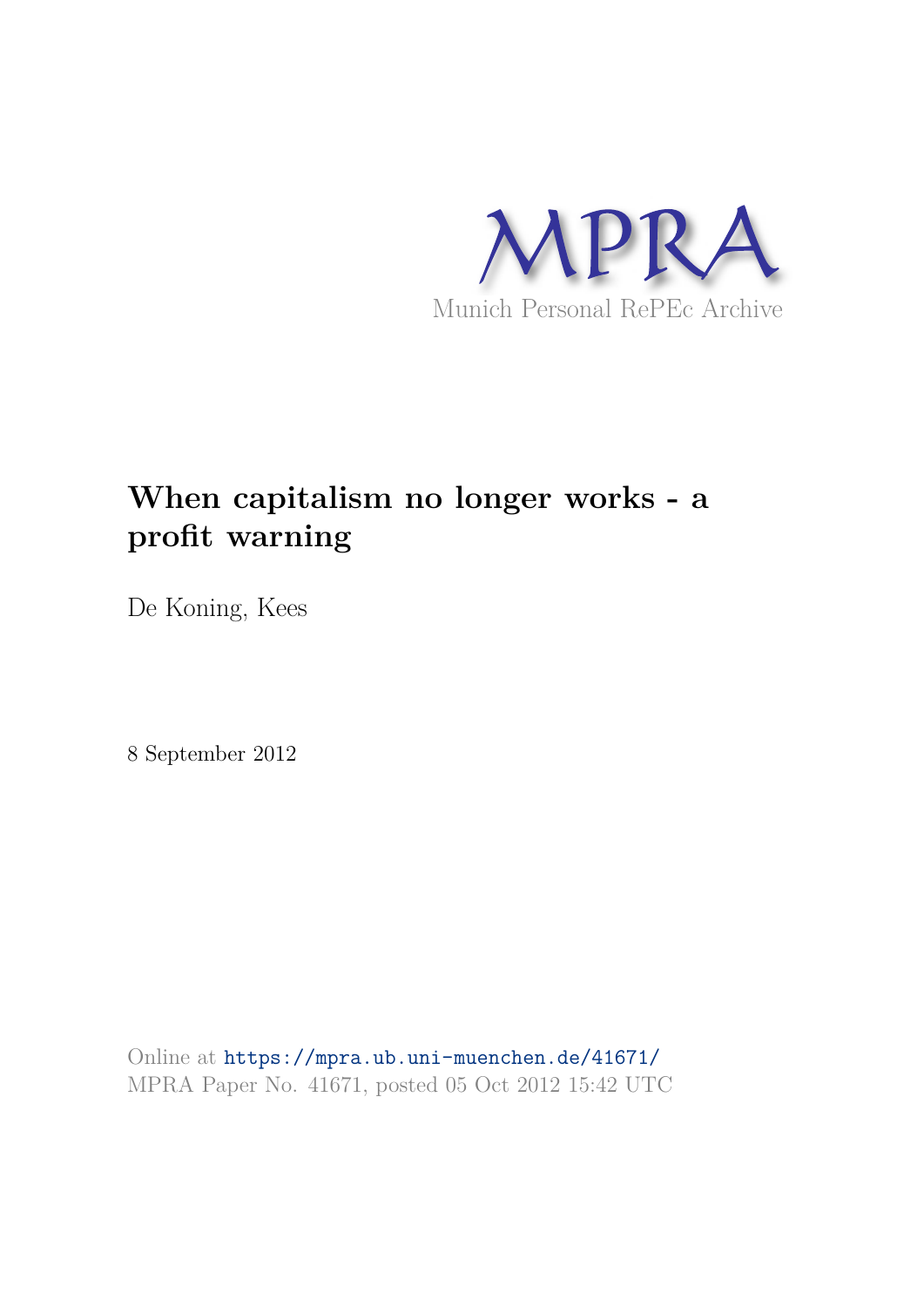MPRA

Munich Personal RePEc Archive

# When capitalism no longer works - a profit warning

De Koning, Kees

8 September 2012

Online at https://mpra.ub.uni-muenchen.de/41671/
MPRA Paper No. 41671, posted 05 Oct 2012 15:42 UTC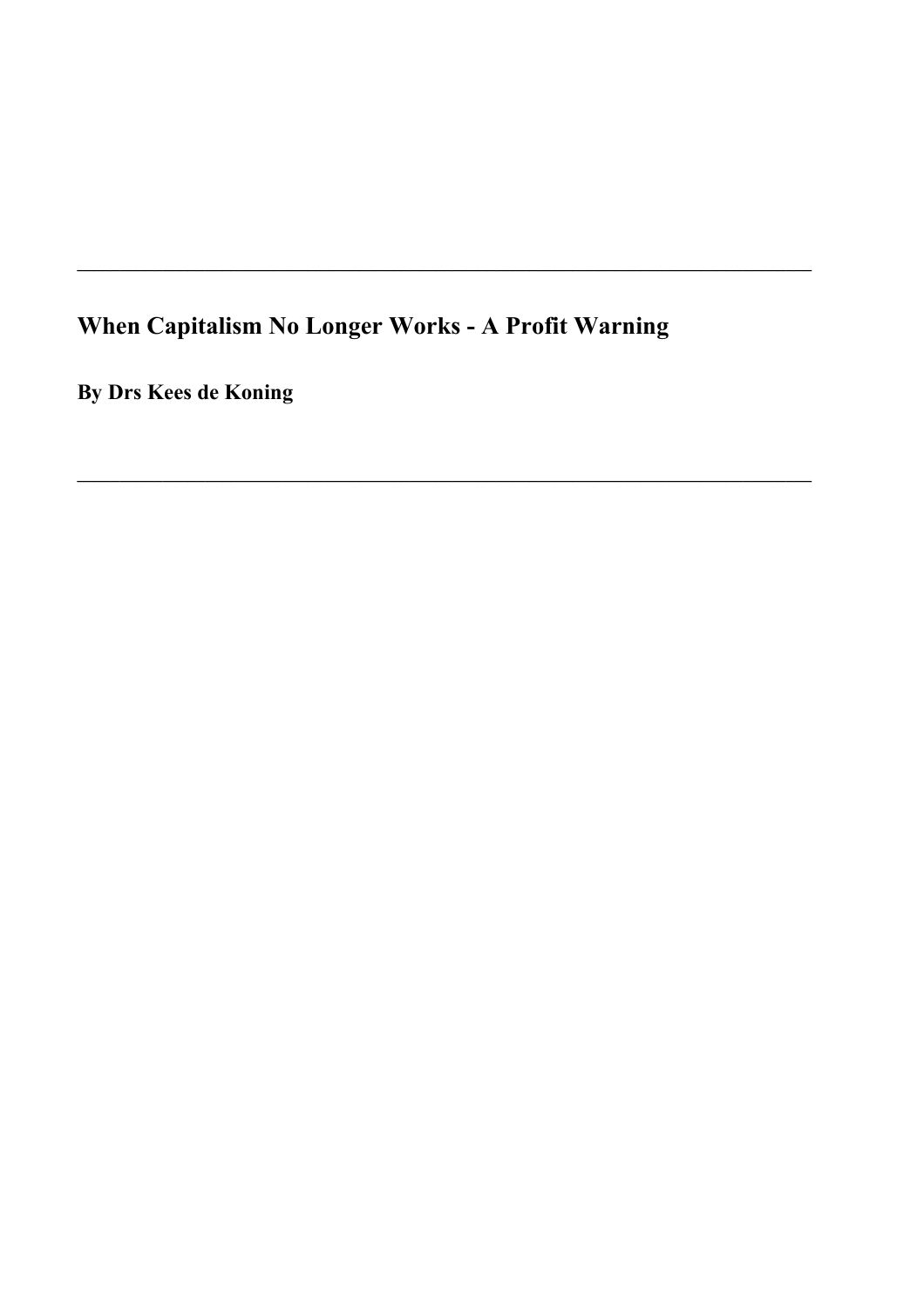---

## When Capitalism No Longer Works - A Profit Warning

**By Drs Kees de Koning**

---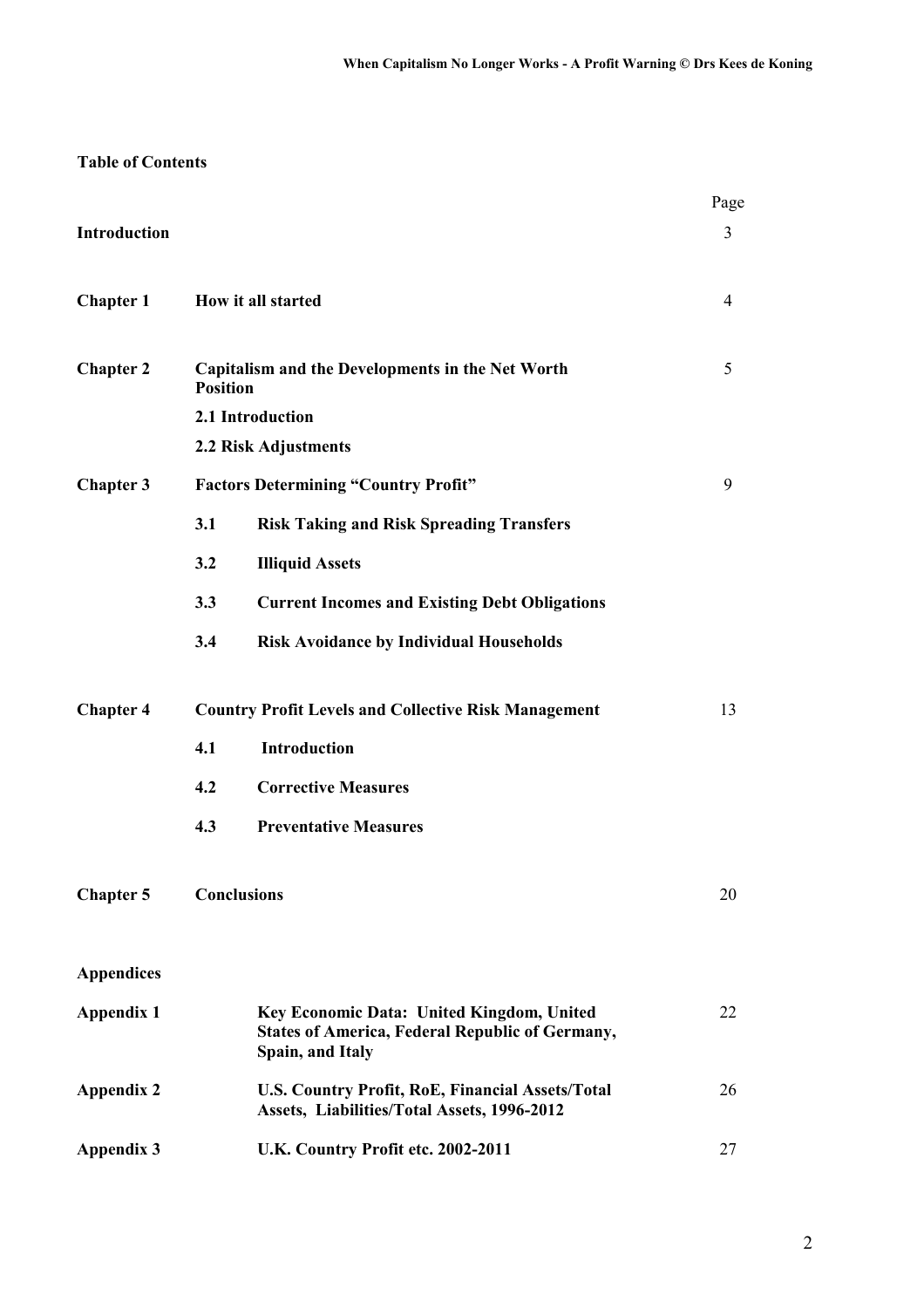**Table of Contents**

| | | Page |
|---|---|---|
| **Introduction** | | 3 |
| **Chapter 1** | **How it all started** | 4 |
| **Chapter 2** | **Capitalism and the Developments in the Net Worth Position** | 5 |
| | **2.1 Introduction** | |
| | **2.2 Risk Adjustments** | |
| **Chapter 3** | **Factors Determining "Country Profit"** | 9 |
| | **3.1 Risk Taking and Risk Spreading Transfers** | |
| | **3.2 Illiquid Assets** | |
| | **3.3 Current Incomes and Existing Debt Obligations** | |
| | **3.4 Risk Avoidance by Individual Households** | |
| **Chapter 4** | **Country Profit Levels and Collective Risk Management** | 13 |
| | **4.1 Introduction** | |
| | **4.2 Corrective Measures** | |
| | **4.3 Preventative Measures** | |
| **Chapter 5** | **Conclusions** | 20 |
| **Appendices** | | |
| **Appendix 1** | **Key Economic Data: United Kingdom, United States of America, Federal Republic of Germany, Spain, and Italy** | 22 |
| **Appendix 2** | **U.S. Country Profit, RoE, Financial Assets/Total Assets, Liabilities/Total Assets, 1996-2012** | 26 |
| **Appendix 3** | **U.K. Country Profit etc. 2002-2011** | 27 |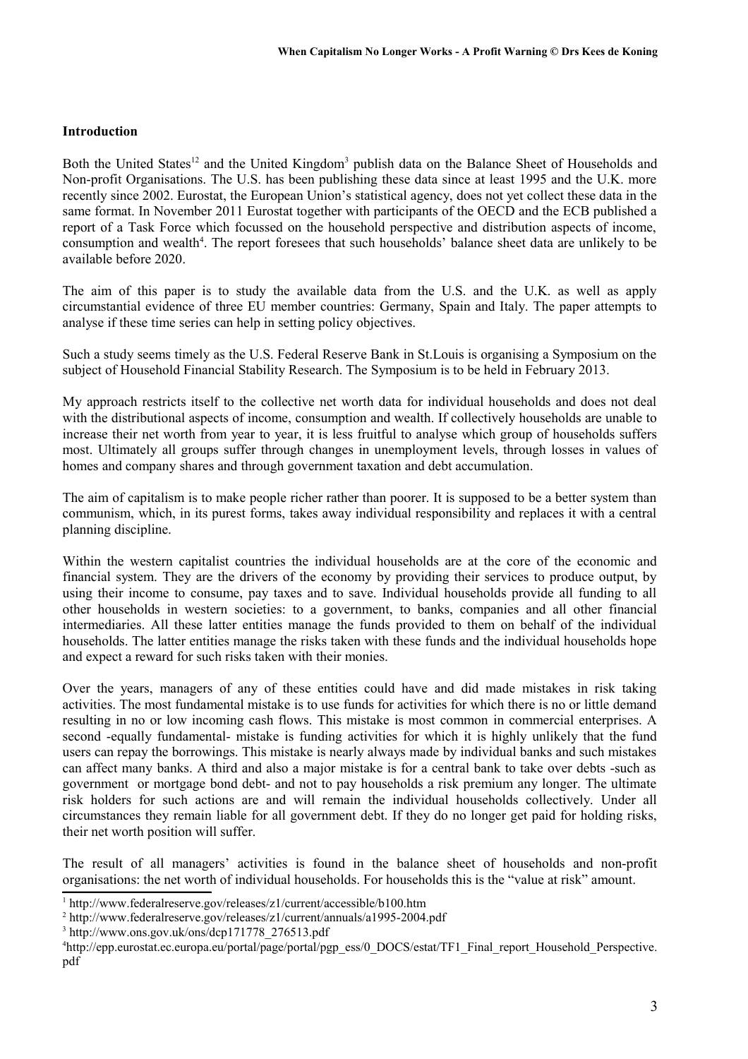**Introduction**

Both the United States[1][2] and the United Kingdom[3] publish data on the Balance Sheet of Households and Non-profit Organisations. The U.S. has been publishing these data since at least 1995 and the U.K. more recently since 2002. Eurostat, the European Union's statistical agency, does not yet collect these data in the same format. In November 2011 Eurostat together with participants of the OECD and the ECB published a report of a Task Force which focussed on the household perspective and distribution aspects of income, consumption and wealth[4]. The report foresees that such households' balance sheet data are unlikely to be available before 2020.

The aim of this paper is to study the available data from the U.S. and the U.K. as well as apply circumstantial evidence of three EU member countries: Germany, Spain and Italy. The paper attempts to analyse if these time series can help in setting policy objectives.

Such a study seems timely as the U.S. Federal Reserve Bank in St.Louis is organising a Symposium on the subject of Household Financial Stability Research. The Symposium is to be held in February 2013.

My approach restricts itself to the collective net worth data for individual households and does not deal with the distributional aspects of income, consumption and wealth. If collectively households are unable to increase their net worth from year to year, it is less fruitful to analyse which group of households suffers most. Ultimately all groups suffer through changes in unemployment levels, through losses in values of homes and company shares and through government taxation and debt accumulation.

The aim of capitalism is to make people richer rather than poorer. It is supposed to be a better system than communism, which, in its purest forms, takes away individual responsibility and replaces it with a central planning discipline.

Within the western capitalist countries the individual households are at the core of the economic and financial system. They are the drivers of the economy by providing their services to produce output, by using their income to consume, pay taxes and to save. Individual households provide all funding to all other households in western societies: to a government, to banks, companies and all other financial intermediaries. All these latter entities manage the funds provided to them on behalf of the individual households. The latter entities manage the risks taken with these funds and the individual households hope and expect a reward for such risks taken with their monies.

Over the years, managers of any of these entities could have and did made mistakes in risk taking activities. The most fundamental mistake is to use funds for activities for which there is no or little demand resulting in no or low incoming cash flows. This mistake is most common in commercial enterprises. A second -equally fundamental- mistake is funding activities for which it is highly unlikely that the fund users can repay the borrowings. This mistake is nearly always made by individual banks and such mistakes can affect many banks. A third and also a major mistake is for a central bank to take over debts -such as government or mortgage bond debt- and not to pay households a risk premium any longer. The ultimate risk holders for such actions are and will remain the individual households collectively. Under all circumstances they remain liable for all government debt. If they do no longer get paid for holding risks, their net worth position will suffer.

The result of all managers' activities is found in the balance sheet of households and non-profit organisations: the net worth of individual households. For households this is the "value at risk" amount.

[1] http://www.federalreserve.gov/releases/z1/current/accessible/b100.htm

[2] http://www.federalreserve.gov/releases/z1/current/annuals/a1995-2004.pdf

[3] http://www.ons.gov.uk/ons/dcp171778_276513.pdf

[4] http://epp.eurostat.ec.europa.eu/portal/page/portal/pgp_ess/0_DOCS/estat/TF1_Final_report_Household_Perspective.pdf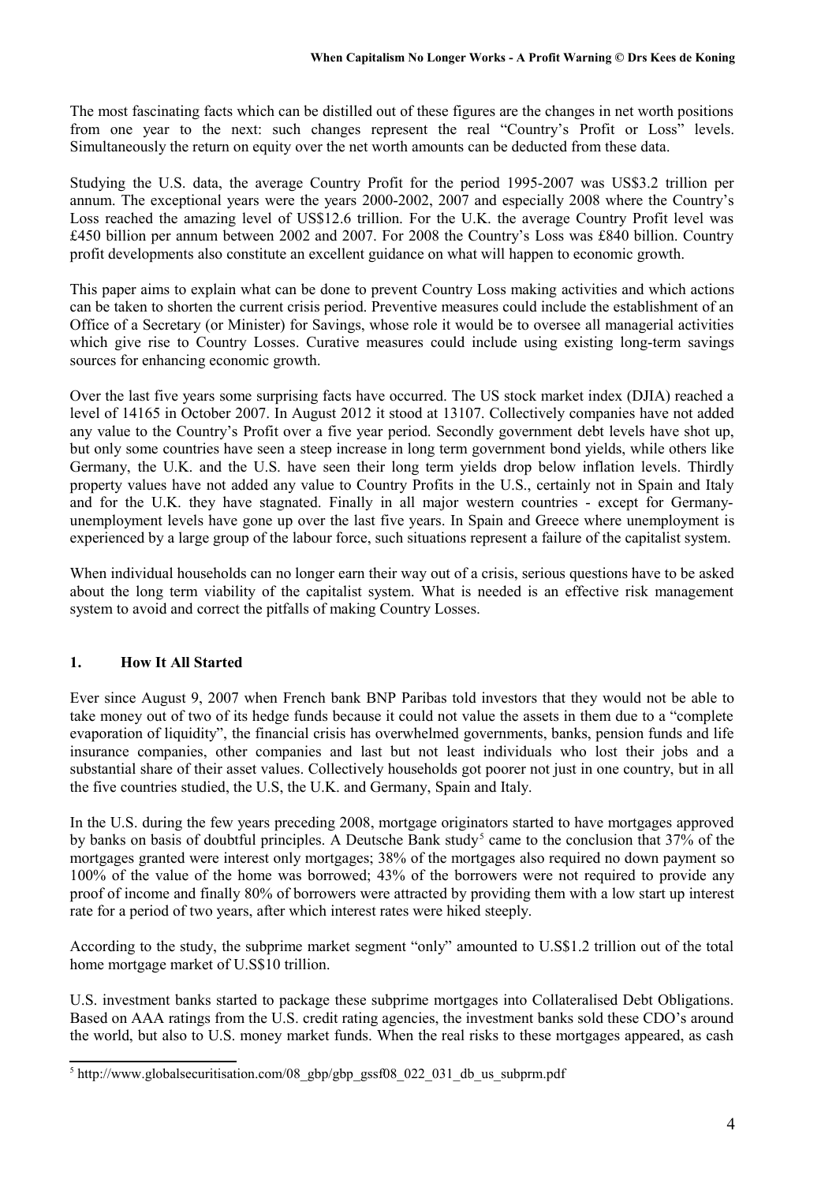The most fascinating facts which can be distilled out of these figures are the changes in net worth positions from one year to the next: such changes represent the real "Country's Profit or Loss" levels. Simultaneously the return on equity over the net worth amounts can be deducted from these data.

Studying the U.S. data, the average Country Profit for the period 1995-2007 was US$3.2 trillion per annum. The exceptional years were the years 2000-2002, 2007 and especially 2008 where the Country's Loss reached the amazing level of US$12.6 trillion. For the U.K. the average Country Profit level was £450 billion per annum between 2002 and 2007. For 2008 the Country's Loss was £840 billion. Country profit developments also constitute an excellent guidance on what will happen to economic growth.

This paper aims to explain what can be done to prevent Country Loss making activities and which actions can be taken to shorten the current crisis period. Preventive measures could include the establishment of an Office of a Secretary (or Minister) for Savings, whose role it would be to oversee all managerial activities which give rise to Country Losses. Curative measures could include using existing long-term savings sources for enhancing economic growth.

Over the last five years some surprising facts have occurred. The US stock market index (DJIA) reached a level of 14165 in October 2007. In August 2012 it stood at 13107. Collectively companies have not added any value to the Country's Profit over a five year period. Secondly government debt levels have shot up, but only some countries have seen a steep increase in long term government bond yields, while others like Germany, the U.K. and the U.S. have seen their long term yields drop below inflation levels. Thirdly property values have not added any value to Country Profits in the U.S., certainly not in Spain and Italy and for the U.K. they have stagnated. Finally in all major western countries - except for Germany- unemployment levels have gone up over the last five years. In Spain and Greece where unemployment is experienced by a large group of the labour force, such situations represent a failure of the capitalist system.

When individual households can no longer earn their way out of a crisis, serious questions have to be asked about the long term viability of the capitalist system. What is needed is an effective risk management system to avoid and correct the pitfalls of making Country Losses.

## 1. How It All Started

Ever since August 9, 2007 when French bank BNP Paribas told investors that they would not be able to take money out of two of its hedge funds because it could not value the assets in them due to a "complete evaporation of liquidity", the financial crisis has overwhelmed governments, banks, pension funds and life insurance companies, other companies and last but not least individuals who lost their jobs and a substantial share of their asset values. Collectively households got poorer not just in one country, but in all the five countries studied, the U.S, the U.K. and Germany, Spain and Italy.

In the U.S. during the few years preceding 2008, mortgage originators started to have mortgages approved by banks on basis of doubtful principles. A Deutsche Bank study[5] came to the conclusion that 37% of the mortgages granted were interest only mortgages; 38% of the mortgages also required no down payment so 100% of the value of the home was borrowed; 43% of the borrowers were not required to provide any proof of income and finally 80% of borrowers were attracted by providing them with a low start up interest rate for a period of two years, after which interest rates were hiked steeply.

According to the study, the subprime market segment "only" amounted to U.S$1.2 trillion out of the total home mortgage market of U.S$10 trillion.

U.S. investment banks started to package these subprime mortgages into Collateralised Debt Obligations. Based on AAA ratings from the U.S. credit rating agencies, the investment banks sold these CDO's around the world, but also to U.S. money market funds. When the real risks to these mortgages appeared, as cash

[5] http://www.globalsecuritisation.com/08_gbp/gbp_gssf08_022_031_db_us_subprm.pdf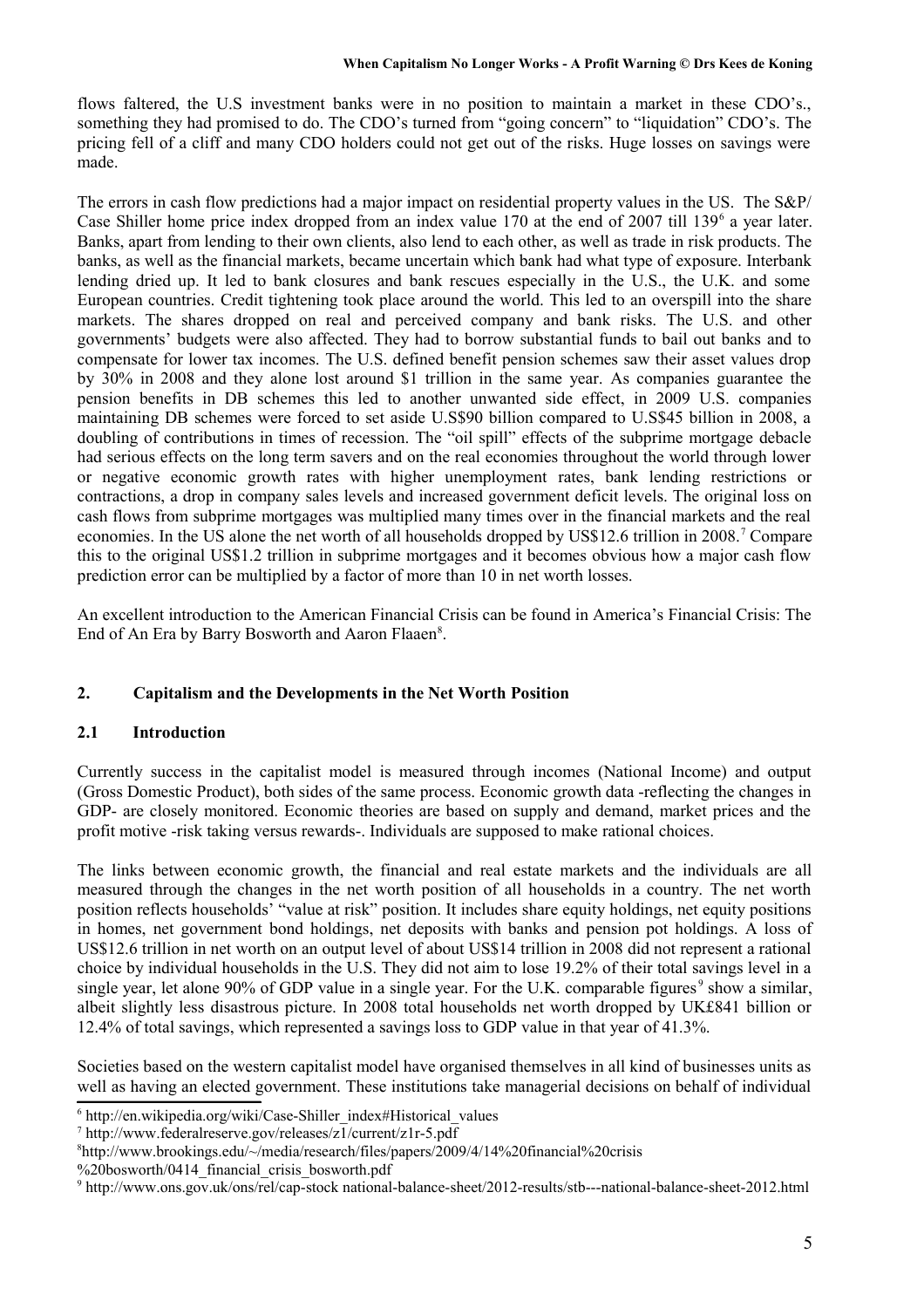flows faltered, the U.S investment banks were in no position to maintain a market in these CDO's., something they had promised to do. The CDO's turned from "going concern" to "liquidation" CDO's. The pricing fell of a cliff and many CDO holders could not get out of the risks. Huge losses on savings were made.

The errors in cash flow predictions had a major impact on residential property values in the US. The S&P/ Case Shiller home price index dropped from an index value 170 at the end of 2007 till 139[6] a year later. Banks, apart from lending to their own clients, also lend to each other, as well as trade in risk products. The banks, as well as the financial markets, became uncertain which bank had what type of exposure. Interbank lending dried up. It led to bank closures and bank rescues especially in the U.S., the U.K. and some European countries. Credit tightening took place around the world. This led to an overspill into the share markets. The shares dropped on real and perceived company and bank risks. The U.S. and other governments' budgets were also affected. They had to borrow substantial funds to bail out banks and to compensate for lower tax incomes. The U.S. defined benefit pension schemes saw their asset values drop by 30% in 2008 and they alone lost around $1 trillion in the same year. As companies guarantee the pension benefits in DB schemes this led to another unwanted side effect, in 2009 U.S. companies maintaining DB schemes were forced to set aside U.S$90 billion compared to U.S$45 billion in 2008, a doubling of contributions in times of recession. The "oil spill" effects of the subprime mortgage debacle had serious effects on the long term savers and on the real economies throughout the world through lower or negative economic growth rates with higher unemployment rates, bank lending restrictions or contractions, a drop in company sales levels and increased government deficit levels. The original loss on cash flows from subprime mortgages was multiplied many times over in the financial markets and the real economies. In the US alone the net worth of all households dropped by US$12.6 trillion in 2008.[7] Compare this to the original US$1.2 trillion in subprime mortgages and it becomes obvious how a major cash flow prediction error can be multiplied by a factor of more than 10 in net worth losses.

An excellent introduction to the American Financial Crisis can be found in America's Financial Crisis: The End of An Era by Barry Bosworth and Aaron Flaaen[8].

## 2. Capitalism and the Developments in the Net Worth Position

### 2.1 Introduction

Currently success in the capitalist model is measured through incomes (National Income) and output (Gross Domestic Product), both sides of the same process. Economic growth data -reflecting the changes in GDP- are closely monitored. Economic theories are based on supply and demand, market prices and the profit motive -risk taking versus rewards-. Individuals are supposed to make rational choices.

The links between economic growth, the financial and real estate markets and the individuals are all measured through the changes in the net worth position of all households in a country. The net worth position reflects households' "value at risk" position. It includes share equity holdings, net equity positions in homes, net government bond holdings, net deposits with banks and pension pot holdings. A loss of US$12.6 trillion in net worth on an output level of about US$14 trillion in 2008 did not represent a rational choice by individual households in the U.S. They did not aim to lose 19.2% of their total savings level in a single year, let alone 90% of GDP value in a single year. For the U.K. comparable figures[9] show a similar, albeit slightly less disastrous picture. In 2008 total households net worth dropped by UK£841 billion or 12.4% of total savings, which represented a savings loss to GDP value in that year of 41.3%.

Societies based on the western capitalist model have organised themselves in all kind of businesses units as well as having an elected government. These institutions take managerial decisions on behalf of individual

---

[6] http://en.wikipedia.org/wiki/Case-Shiller_index#Historical_values

[7] http://www.federalreserve.gov/releases/z1/current/z1r-5.pdf

[8] http://www.brookings.edu/~/media/research/files/papers/2009/4/14%20financial%20crisis %20bosworth/0414_financial_crisis_bosworth.pdf

[9] http://www.ons.gov.uk/ons/rel/cap-stock national-balance-sheet/2012-results/stb---national-balance-sheet-2012.html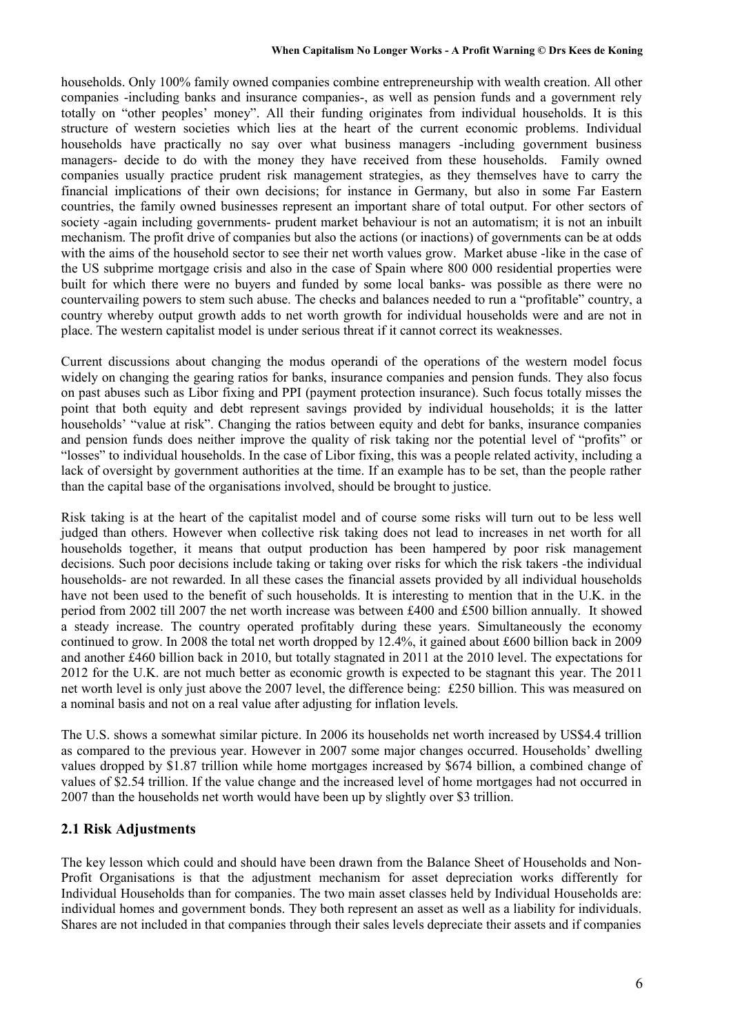households. Only 100% family owned companies combine entrepreneurship with wealth creation. All other companies -including banks and insurance companies-, as well as pension funds and a government rely totally on "other peoples' money". All their funding originates from individual households. It is this structure of western societies which lies at the heart of the current economic problems. Individual households have practically no say over what business managers -including government business managers- decide to do with the money they have received from these households. Family owned companies usually practice prudent risk management strategies, as they themselves have to carry the financial implications of their own decisions; for instance in Germany, but also in some Far Eastern countries, the family owned businesses represent an important share of total output. For other sectors of society -again including governments- prudent market behaviour is not an automatism; it is not an inbuilt mechanism. The profit drive of companies but also the actions (or inactions) of governments can be at odds with the aims of the household sector to see their net worth values grow. Market abuse -like in the case of the US subprime mortgage crisis and also in the case of Spain where 800 000 residential properties were built for which there were no buyers and funded by some local banks- was possible as there were no countervailing powers to stem such abuse. The checks and balances needed to run a "profitable" country, a country whereby output growth adds to net worth growth for individual households were and are not in place. The western capitalist model is under serious threat if it cannot correct its weaknesses.

Current discussions about changing the modus operandi of the operations of the western model focus widely on changing the gearing ratios for banks, insurance companies and pension funds. They also focus on past abuses such as Libor fixing and PPI (payment protection insurance). Such focus totally misses the point that both equity and debt represent savings provided by individual households; it is the latter households' "value at risk". Changing the ratios between equity and debt for banks, insurance companies and pension funds does neither improve the quality of risk taking nor the potential level of "profits" or "losses" to individual households. In the case of Libor fixing, this was a people related activity, including a lack of oversight by government authorities at the time. If an example has to be set, than the people rather than the capital base of the organisations involved, should be brought to justice.

Risk taking is at the heart of the capitalist model and of course some risks will turn out to be less well judged than others. However when collective risk taking does not lead to increases in net worth for all households together, it means that output production has been hampered by poor risk management decisions. Such poor decisions include taking or taking over risks for which the risk takers -the individual households- are not rewarded. In all these cases the financial assets provided by all individual households have not been used to the benefit of such households. It is interesting to mention that in the U.K. in the period from 2002 till 2007 the net worth increase was between £400 and £500 billion annually. It showed a steady increase. The country operated profitably during these years. Simultaneously the economy continued to grow. In 2008 the total net worth dropped by 12.4%, it gained about £600 billion back in 2009 and another £460 billion back in 2010, but totally stagnated in 2011 at the 2010 level. The expectations for 2012 for the U.K. are not much better as economic growth is expected to be stagnant this year. The 2011 net worth level is only just above the 2007 level, the difference being: £250 billion. This was measured on a nominal basis and not on a real value after adjusting for inflation levels.

The U.S. shows a somewhat similar picture. In 2006 its households net worth increased by US$4.4 trillion as compared to the previous year. However in 2007 some major changes occurred. Households' dwelling values dropped by $1.87 trillion while home mortgages increased by $674 billion, a combined change of values of $2.54 trillion. If the value change and the increased level of home mortgages had not occurred in 2007 than the households net worth would have been up by slightly over $3 trillion.

## 2.1 Risk Adjustments

The key lesson which could and should have been drawn from the Balance Sheet of Households and Non-Profit Organisations is that the adjustment mechanism for asset depreciation works differently for Individual Households than for companies. The two main asset classes held by Individual Households are: individual homes and government bonds. They both represent an asset as well as a liability for individuals. Shares are not included in that companies through their sales levels depreciate their assets and if companies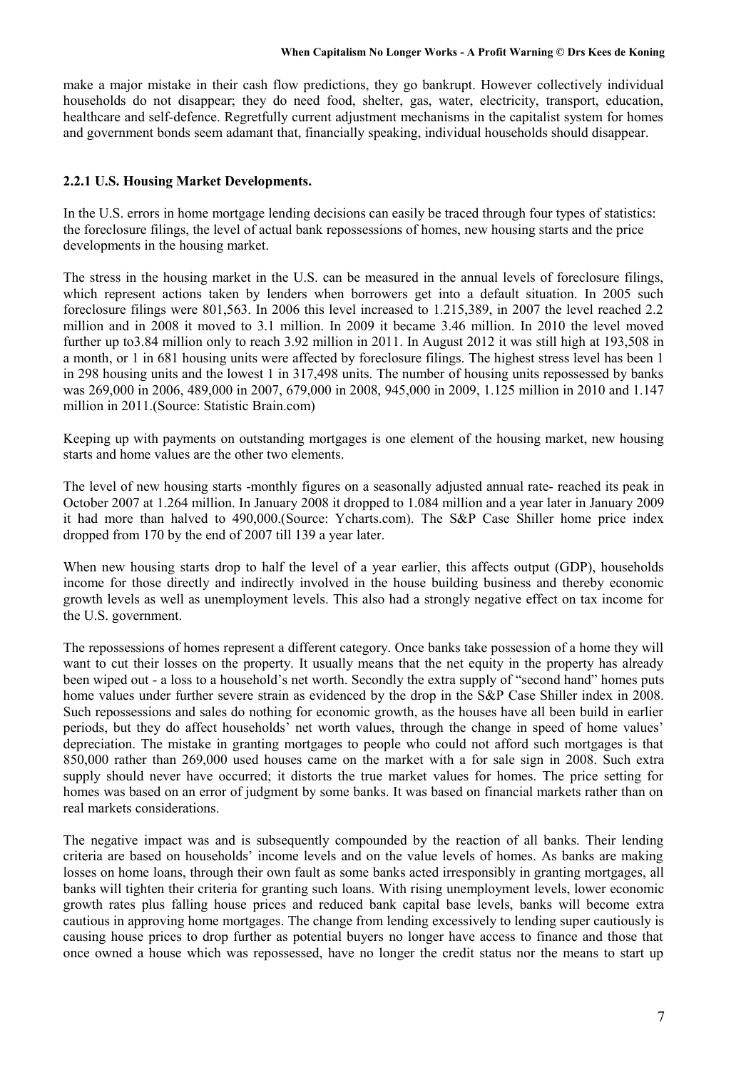make a major mistake in their cash flow predictions, they go bankrupt. However collectively individual households do not disappear; they do need food, shelter, gas, water, electricity, transport, education, healthcare and self-defence. Regretfully current adjustment mechanisms in the capitalist system for homes and government bonds seem adamant that, financially speaking, individual households should disappear.

### 2.2.1 U.S. Housing Market Developments.

In the U.S. errors in home mortgage lending decisions can easily be traced through four types of statistics: the foreclosure filings, the level of actual bank repossessions of homes, new housing starts and the price developments in the housing market.

The stress in the housing market in the U.S. can be measured in the annual levels of foreclosure filings, which represent actions taken by lenders when borrowers get into a default situation. In 2005 such foreclosure filings were 801,563. In 2006 this level increased to 1.215,389, in 2007 the level reached 2.2 million and in 2008 it moved to 3.1 million. In 2009 it became 3.46 million. In 2010 the level moved further up to3.84 million only to reach 3.92 million in 2011. In August 2012 it was still high at 193,508 in a month, or 1 in 681 housing units were affected by foreclosure filings. The highest stress level has been 1 in 298 housing units and the lowest 1 in 317,498 units. The number of housing units repossessed by banks was 269,000 in 2006, 489,000 in 2007, 679,000 in 2008, 945,000 in 2009, 1.125 million in 2010 and 1.147 million in 2011.(Source: Statistic Brain.com)

Keeping up with payments on outstanding mortgages is one element of the housing market, new housing starts and home values are the other two elements.

The level of new housing starts -monthly figures on a seasonally adjusted annual rate- reached its peak in October 2007 at 1.264 million. In January 2008 it dropped to 1.084 million and a year later in January 2009 it had more than halved to 490,000.(Source: Ycharts.com). The S&P Case Shiller home price index dropped from 170 by the end of 2007 till 139 a year later.

When new housing starts drop to half the level of a year earlier, this affects output (GDP), households income for those directly and indirectly involved in the house building business and thereby economic growth levels as well as unemployment levels. This also had a strongly negative effect on tax income for the U.S. government.

The repossessions of homes represent a different category. Once banks take possession of a home they will want to cut their losses on the property. It usually means that the net equity in the property has already been wiped out - a loss to a household's net worth. Secondly the extra supply of "second hand" homes puts home values under further severe strain as evidenced by the drop in the S&P Case Shiller index in 2008. Such repossessions and sales do nothing for economic growth, as the houses have all been build in earlier periods, but they do affect households' net worth values, through the change in speed of home values' depreciation. The mistake in granting mortgages to people who could not afford such mortgages is that 850,000 rather than 269,000 used houses came on the market with a for sale sign in 2008. Such extra supply should never have occurred; it distorts the true market values for homes. The price setting for homes was based on an error of judgment by some banks. It was based on financial markets rather than on real markets considerations.

The negative impact was and is subsequently compounded by the reaction of all banks. Their lending criteria are based on households' income levels and on the value levels of homes. As banks are making losses on home loans, through their own fault as some banks acted irresponsibly in granting mortgages, all banks will tighten their criteria for granting such loans. With rising unemployment levels, lower economic growth rates plus falling house prices and reduced bank capital base levels, banks will become extra cautious in approving home mortgages. The change from lending excessively to lending super cautiously is causing house prices to drop further as potential buyers no longer have access to finance and those that once owned a house which was repossessed, have no longer the credit status nor the means to start up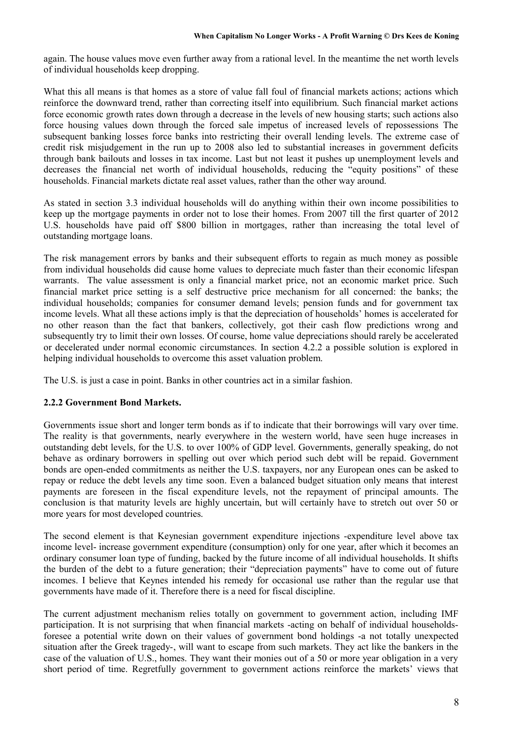again. The house values move even further away from a rational level. In the meantime the net worth levels of individual households keep dropping.

What this all means is that homes as a store of value fall foul of financial markets actions; actions which reinforce the downward trend, rather than correcting itself into equilibrium. Such financial market actions force economic growth rates down through a decrease in the levels of new housing starts; such actions also force housing values down through the forced sale impetus of increased levels of repossessions The subsequent banking losses force banks into restricting their overall lending levels. The extreme case of credit risk misjudgement in the run up to 2008 also led to substantial increases in government deficits through bank bailouts and losses in tax income. Last but not least it pushes up unemployment levels and decreases the financial net worth of individual households, reducing the "equity positions" of these households. Financial markets dictate real asset values, rather than the other way around.

As stated in section 3.3 individual households will do anything within their own income possibilities to keep up the mortgage payments in order not to lose their homes. From 2007 till the first quarter of 2012 U.S. households have paid off \$800 billion in mortgages, rather than increasing the total level of outstanding mortgage loans.

The risk management errors by banks and their subsequent efforts to regain as much money as possible from individual households did cause home values to depreciate much faster than their economic lifespan warrants. The value assessment is only a financial market price, not an economic market price. Such financial market price setting is a self destructive price mechanism for all concerned: the banks; the individual households; companies for consumer demand levels; pension funds and for government tax income levels. What all these actions imply is that the depreciation of households' homes is accelerated for no other reason than the fact that bankers, collectively, got their cash flow predictions wrong and subsequently try to limit their own losses. Of course, home value depreciations should rarely be accelerated or decelerated under normal economic circumstances. In section 4.2.2 a possible solution is explored in helping individual households to overcome this asset valuation problem.

The U.S. is just a case in point. Banks in other countries act in a similar fashion.

### 2.2.2 Government Bond Markets.

Governments issue short and longer term bonds as if to indicate that their borrowings will vary over time. The reality is that governments, nearly everywhere in the western world, have seen huge increases in outstanding debt levels, for the U.S. to over 100% of GDP level. Governments, generally speaking, do not behave as ordinary borrowers in spelling out over which period such debt will be repaid. Government bonds are open-ended commitments as neither the U.S. taxpayers, nor any European ones can be asked to repay or reduce the debt levels any time soon. Even a balanced budget situation only means that interest payments are foreseen in the fiscal expenditure levels, not the repayment of principal amounts. The conclusion is that maturity levels are highly uncertain, but will certainly have to stretch out over 50 or more years for most developed countries.

The second element is that Keynesian government expenditure injections -expenditure level above tax income level- increase government expenditure (consumption) only for one year, after which it becomes an ordinary consumer loan type of funding, backed by the future income of all individual households. It shifts the burden of the debt to a future generation; their "depreciation payments" have to come out of future incomes. I believe that Keynes intended his remedy for occasional use rather than the regular use that governments have made of it. Therefore there is a need for fiscal discipline.

The current adjustment mechanism relies totally on government to government action, including IMF participation. It is not surprising that when financial markets -acting on behalf of individual households- foresee a potential write down on their values of government bond holdings -a not totally unexpected situation after the Greek tragedy-, will want to escape from such markets. They act like the bankers in the case of the valuation of U.S., homes. They want their monies out of a 50 or more year obligation in a very short period of time. Regretfully government to government actions reinforce the markets' views that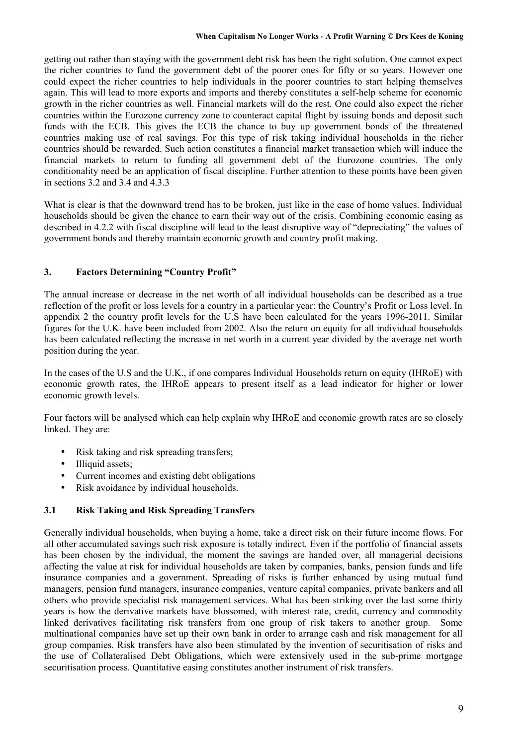getting out rather than staying with the government debt risk has been the right solution. One cannot expect the richer countries to fund the government debt of the poorer ones for fifty or so years. However one could expect the richer countries to help individuals in the poorer countries to start helping themselves again. This will lead to more exports and imports and thereby constitutes a self-help scheme for economic growth in the richer countries as well. Financial markets will do the rest. One could also expect the richer countries within the Eurozone currency zone to counteract capital flight by issuing bonds and deposit such funds with the ECB. This gives the ECB the chance to buy up government bonds of the threatened countries making use of real savings. For this type of risk taking individual households in the richer countries should be rewarded. Such action constitutes a financial market transaction which will induce the financial markets to return to funding all government debt of the Eurozone countries. The only conditionality need be an application of fiscal discipline. Further attention to these points have been given in sections 3.2 and 3.4 and 4.3.3

What is clear is that the downward trend has to be broken, just like in the case of home values. Individual households should be given the chance to earn their way out of the crisis. Combining economic easing as described in 4.2.2 with fiscal discipline will lead to the least disruptive way of "depreciating" the values of government bonds and thereby maintain economic growth and country profit making.

## 3. Factors Determining "Country Profit"

The annual increase or decrease in the net worth of all individual households can be described as a true reflection of the profit or loss levels for a country in a particular year: the Country's Profit or Loss level. In appendix 2 the country profit levels for the U.S have been calculated for the years 1996-2011. Similar figures for the U.K. have been included from 2002. Also the return on equity for all individual households has been calculated reflecting the increase in net worth in a current year divided by the average net worth position during the year.

In the cases of the U.S and the U.K., if one compares Individual Households return on equity (IHRoE) with economic growth rates, the IHRoE appears to present itself as a lead indicator for higher or lower economic growth levels.

Four factors will be analysed which can help explain why IHRoE and economic growth rates are so closely linked. They are:

- Risk taking and risk spreading transfers;
- Illiquid assets;
- Current incomes and existing debt obligations
- Risk avoidance by individual households.

### 3.1 Risk Taking and Risk Spreading Transfers

Generally individual households, when buying a home, take a direct risk on their future income flows. For all other accumulated savings such risk exposure is totally indirect. Even if the portfolio of financial assets has been chosen by the individual, the moment the savings are handed over, all managerial decisions affecting the value at risk for individual households are taken by companies, banks, pension funds and life insurance companies and a government. Spreading of risks is further enhanced by using mutual fund managers, pension fund managers, insurance companies, venture capital companies, private bankers and all others who provide specialist risk management services. What has been striking over the last some thirty years is how the derivative markets have blossomed, with interest rate, credit, currency and commodity linked derivatives facilitating risk transfers from one group of risk takers to another group. Some multinational companies have set up their own bank in order to arrange cash and risk management for all group companies. Risk transfers have also been stimulated by the invention of securitisation of risks and the use of Collateralised Debt Obligations, which were extensively used in the sub-prime mortgage securitisation process. Quantitative easing constitutes another instrument of risk transfers.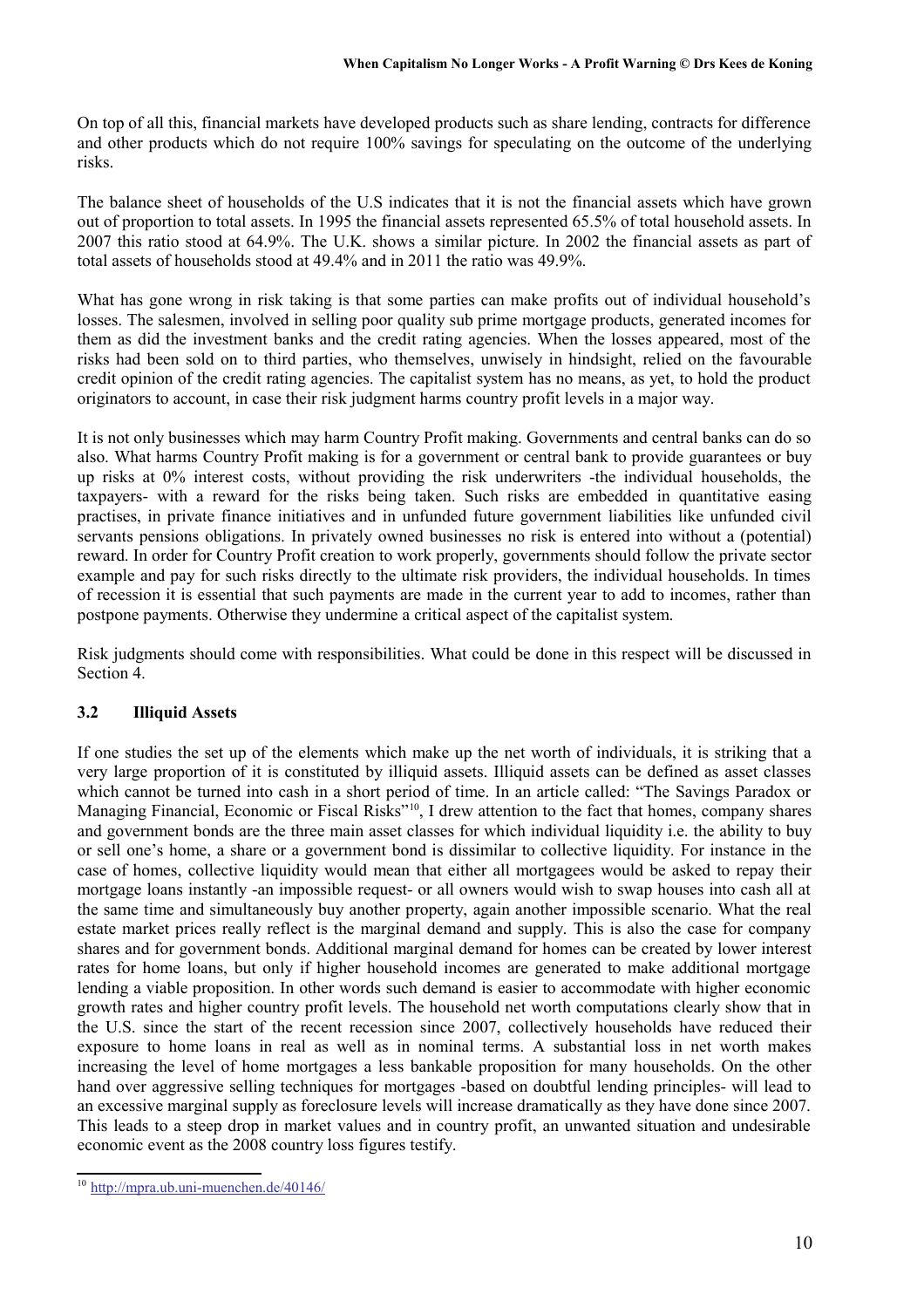On top of all this, financial markets have developed products such as share lending, contracts for difference and other products which do not require 100% savings for speculating on the outcome of the underlying risks.

The balance sheet of households of the U.S indicates that it is not the financial assets which have grown out of proportion to total assets. In 1995 the financial assets represented 65.5% of total household assets. In 2007 this ratio stood at 64.9%. The U.K. shows a similar picture. In 2002 the financial assets as part of total assets of households stood at 49.4% and in 2011 the ratio was 49.9%.

What has gone wrong in risk taking is that some parties can make profits out of individual household's losses. The salesmen, involved in selling poor quality sub prime mortgage products, generated incomes for them as did the investment banks and the credit rating agencies. When the losses appeared, most of the risks had been sold on to third parties, who themselves, unwisely in hindsight, relied on the favourable credit opinion of the credit rating agencies. The capitalist system has no means, as yet, to hold the product originators to account, in case their risk judgment harms country profit levels in a major way.

It is not only businesses which may harm Country Profit making. Governments and central banks can do so also. What harms Country Profit making is for a government or central bank to provide guarantees or buy up risks at 0% interest costs, without providing the risk underwriters -the individual households, the taxpayers- with a reward for the risks being taken. Such risks are embedded in quantitative easing practises, in private finance initiatives and in unfunded future government liabilities like unfunded civil servants pensions obligations. In privately owned businesses no risk is entered into without a (potential) reward. In order for Country Profit creation to work properly, governments should follow the private sector example and pay for such risks directly to the ultimate risk providers, the individual households. In times of recession it is essential that such payments are made in the current year to add to incomes, rather than postpone payments. Otherwise they undermine a critical aspect of the capitalist system.

Risk judgments should come with responsibilities. What could be done in this respect will be discussed in Section 4.

### 3.2 Illiquid Assets

If one studies the set up of the elements which make up the net worth of individuals, it is striking that a very large proportion of it is constituted by illiquid assets. Illiquid assets can be defined as asset classes which cannot be turned into cash in a short period of time. In an article called: "The Savings Paradox or Managing Financial, Economic or Fiscal Risks"[10], I drew attention to the fact that homes, company shares and government bonds are the three main asset classes for which individual liquidity i.e. the ability to buy or sell one's home, a share or a government bond is dissimilar to collective liquidity. For instance in the case of homes, collective liquidity would mean that either all mortgagees would be asked to repay their mortgage loans instantly -an impossible request- or all owners would wish to swap houses into cash all at the same time and simultaneously buy another property, again another impossible scenario. What the real estate market prices really reflect is the marginal demand and supply. This is also the case for company shares and for government bonds. Additional marginal demand for homes can be created by lower interest rates for home loans, but only if higher household incomes are generated to make additional mortgage lending a viable proposition. In other words such demand is easier to accommodate with higher economic growth rates and higher country profit levels. The household net worth computations clearly show that in the U.S. since the start of the recent recession since 2007, collectively households have reduced their exposure to home loans in real as well as in nominal terms. A substantial loss in net worth makes increasing the level of home mortgages a less bankable proposition for many households. On the other hand over aggressive selling techniques for mortgages -based on doubtful lending principles- will lead to an excessive marginal supply as foreclosure levels will increase dramatically as they have done since 2007. This leads to a steep drop in market values and in country profit, an unwanted situation and undesirable economic event as the 2008 country loss figures testify.

[10] http://mpra.ub.uni-muenchen.de/40146/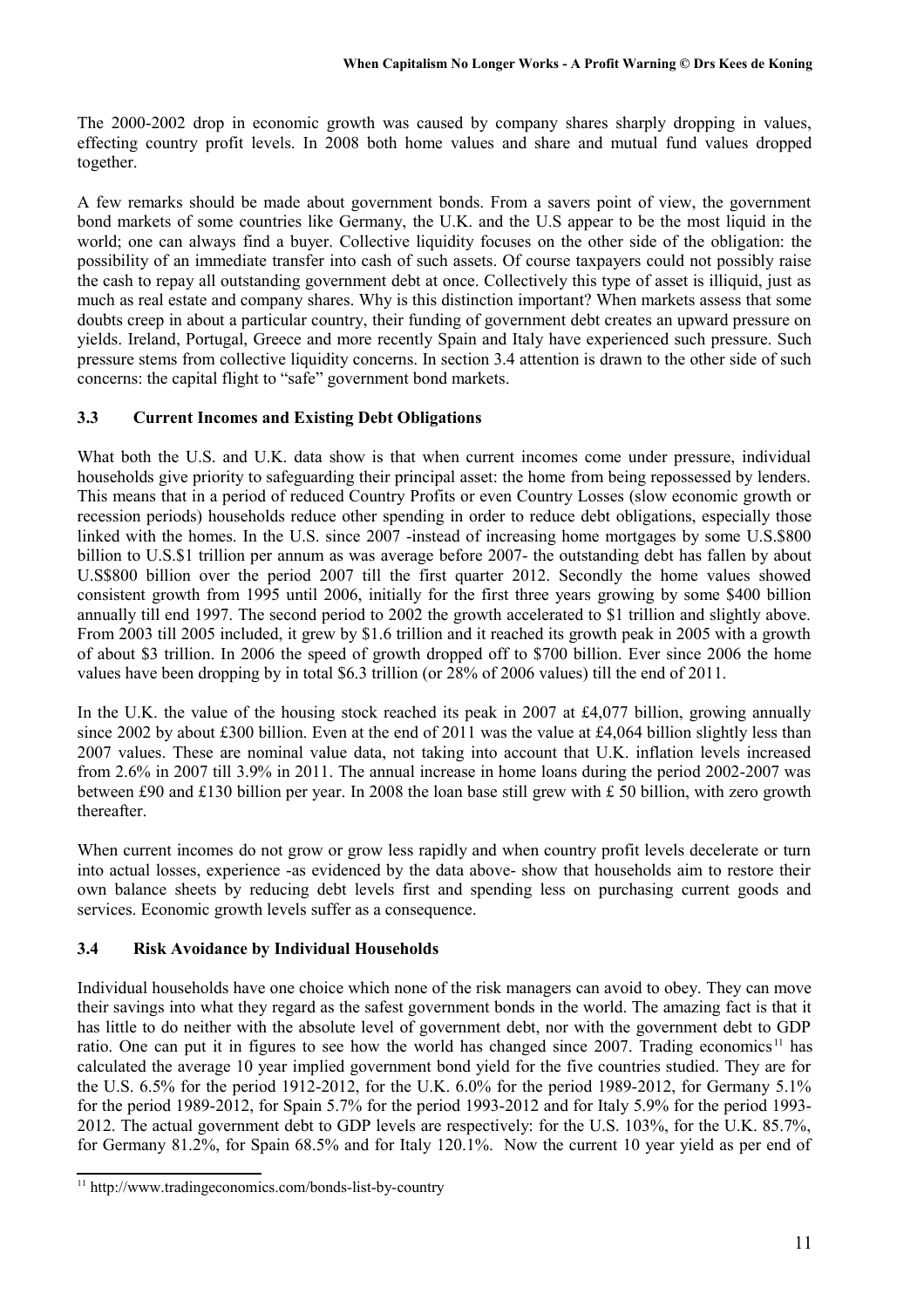The 2000-2002 drop in economic growth was caused by company shares sharply dropping in values, effecting country profit levels. In 2008 both home values and share and mutual fund values dropped together.

A few remarks should be made about government bonds. From a savers point of view, the government bond markets of some countries like Germany, the U.K. and the U.S appear to be the most liquid in the world; one can always find a buyer. Collective liquidity focuses on the other side of the obligation: the possibility of an immediate transfer into cash of such assets. Of course taxpayers could not possibly raise the cash to repay all outstanding government debt at once. Collectively this type of asset is illiquid, just as much as real estate and company shares. Why is this distinction important? When markets assess that some doubts creep in about a particular country, their funding of government debt creates an upward pressure on yields. Ireland, Portugal, Greece and more recently Spain and Italy have experienced such pressure. Such pressure stems from collective liquidity concerns. In section 3.4 attention is drawn to the other side of such concerns: the capital flight to "safe" government bond markets.

### 3.3 Current Incomes and Existing Debt Obligations

What both the U.S. and U.K. data show is that when current incomes come under pressure, individual households give priority to safeguarding their principal asset: the home from being repossessed by lenders. This means that in a period of reduced Country Profits or even Country Losses (slow economic growth or recession periods) households reduce other spending in order to reduce debt obligations, especially those linked with the homes. In the U.S. since 2007 -instead of increasing home mortgages by some U.S.$800 billion to U.S.$1 trillion per annum as was average before 2007- the outstanding debt has fallen by about U.S$800 billion over the period 2007 till the first quarter 2012. Secondly the home values showed consistent growth from 1995 until 2006, initially for the first three years growing by some $400 billion annually till end 1997. The second period to 2002 the growth accelerated to $1 trillion and slightly above. From 2003 till 2005 included, it grew by $1.6 trillion and it reached its growth peak in 2005 with a growth of about $3 trillion. In 2006 the speed of growth dropped off to $700 billion. Ever since 2006 the home values have been dropping by in total $6.3 trillion (or 28% of 2006 values) till the end of 2011.

In the U.K. the value of the housing stock reached its peak in 2007 at £4,077 billion, growing annually since 2002 by about £300 billion. Even at the end of 2011 was the value at £4,064 billion slightly less than 2007 values. These are nominal value data, not taking into account that U.K. inflation levels increased from 2.6% in 2007 till 3.9% in 2011. The annual increase in home loans during the period 2002-2007 was between £90 and £130 billion per year. In 2008 the loan base still grew with £ 50 billion, with zero growth thereafter.

When current incomes do not grow or grow less rapidly and when country profit levels decelerate or turn into actual losses, experience -as evidenced by the data above- show that households aim to restore their own balance sheets by reducing debt levels first and spending less on purchasing current goods and services. Economic growth levels suffer as a consequence.

### 3.4 Risk Avoidance by Individual Households

Individual households have one choice which none of the risk managers can avoid to obey. They can move their savings into what they regard as the safest government bonds in the world. The amazing fact is that it has little to do neither with the absolute level of government debt, nor with the government debt to GDP ratio. One can put it in figures to see how the world has changed since 2007. Trading economics[11] has calculated the average 10 year implied government bond yield for the five countries studied. They are for the U.S. 6.5% for the period 1912-2012, for the U.K. 6.0% for the period 1989-2012, for Germany 5.1% for the period 1989-2012, for Spain 5.7% for the period 1993-2012 and for Italy 5.9% for the period 1993-2012. The actual government debt to GDP levels are respectively: for the U.S. 103%, for the U.K. 85.7%, for Germany 81.2%, for Spain 68.5% and for Italy 120.1%. Now the current 10 year yield as per end of

[11] http://www.tradingeconomics.com/bonds-list-by-country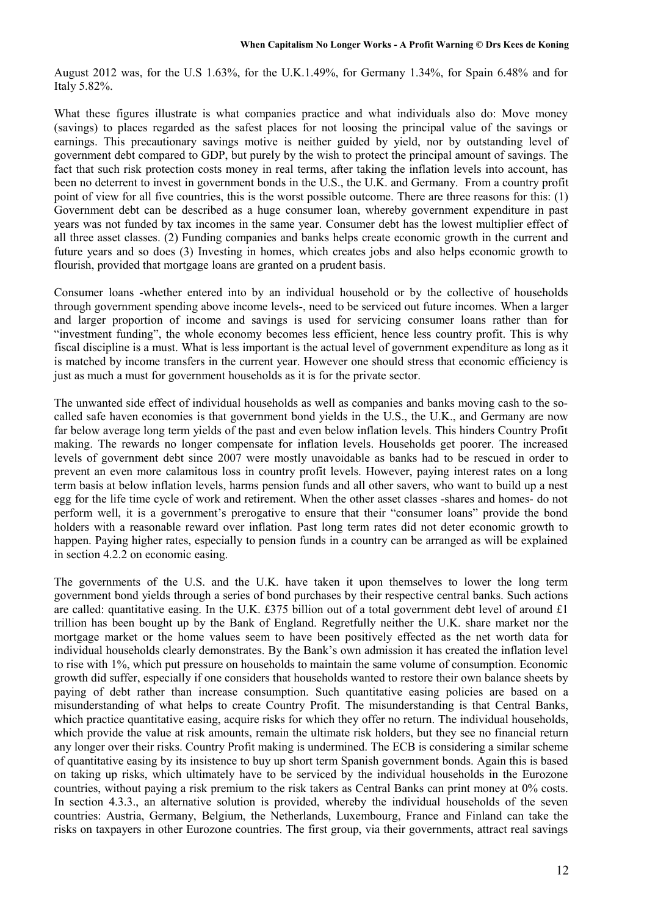August 2012 was, for the U.S 1.63%, for the U.K.1.49%, for Germany 1.34%, for Spain 6.48% and for Italy 5.82%.

What these figures illustrate is what companies practice and what individuals also do: Move money (savings) to places regarded as the safest places for not loosing the principal value of the savings or earnings. This precautionary savings motive is neither guided by yield, nor by outstanding level of government debt compared to GDP, but purely by the wish to protect the principal amount of savings. The fact that such risk protection costs money in real terms, after taking the inflation levels into account, has been no deterrent to invest in government bonds in the U.S., the U.K. and Germany. From a country profit point of view for all five countries, this is the worst possible outcome. There are three reasons for this: (1) Government debt can be described as a huge consumer loan, whereby government expenditure in past years was not funded by tax incomes in the same year. Consumer debt has the lowest multiplier effect of all three asset classes. (2) Funding companies and banks helps create economic growth in the current and future years and so does (3) Investing in homes, which creates jobs and also helps economic growth to flourish, provided that mortgage loans are granted on a prudent basis.

Consumer loans -whether entered into by an individual household or by the collective of households through government spending above income levels-, need to be serviced out future incomes. When a larger and larger proportion of income and savings is used for servicing consumer loans rather than for "investment funding", the whole economy becomes less efficient, hence less country profit. This is why fiscal discipline is a must. What is less important is the actual level of government expenditure as long as it is matched by income transfers in the current year. However one should stress that economic efficiency is just as much a must for government households as it is for the private sector.

The unwanted side effect of individual households as well as companies and banks moving cash to the so-called safe haven economies is that government bond yields in the U.S., the U.K., and Germany are now far below average long term yields of the past and even below inflation levels. This hinders Country Profit making. The rewards no longer compensate for inflation levels. Households get poorer. The increased levels of government debt since 2007 were mostly unavoidable as banks had to be rescued in order to prevent an even more calamitous loss in country profit levels. However, paying interest rates on a long term basis at below inflation levels, harms pension funds and all other savers, who want to build up a nest egg for the life time cycle of work and retirement. When the other asset classes -shares and homes- do not perform well, it is a government's prerogative to ensure that their "consumer loans" provide the bond holders with a reasonable reward over inflation. Past long term rates did not deter economic growth to happen. Paying higher rates, especially to pension funds in a country can be arranged as will be explained in section 4.2.2 on economic easing.

The governments of the U.S. and the U.K. have taken it upon themselves to lower the long term government bond yields through a series of bond purchases by their respective central banks. Such actions are called: quantitative easing. In the U.K. £375 billion out of a total government debt level of around £1 trillion has been bought up by the Bank of England. Regretfully neither the U.K. share market nor the mortgage market or the home values seem to have been positively effected as the net worth data for individual households clearly demonstrates. By the Bank's own admission it has created the inflation level to rise with 1%, which put pressure on households to maintain the same volume of consumption. Economic growth did suffer, especially if one considers that households wanted to restore their own balance sheets by paying of debt rather than increase consumption. Such quantitative easing policies are based on a misunderstanding of what helps to create Country Profit. The misunderstanding is that Central Banks, which practice quantitative easing, acquire risks for which they offer no return. The individual households, which provide the value at risk amounts, remain the ultimate risk holders, but they see no financial return any longer over their risks. Country Profit making is undermined. The ECB is considering a similar scheme of quantitative easing by its insistence to buy up short term Spanish government bonds. Again this is based on taking up risks, which ultimately have to be serviced by the individual households in the Eurozone countries, without paying a risk premium to the risk takers as Central Banks can print money at 0% costs. In section 4.3.3., an alternative solution is provided, whereby the individual households of the seven countries: Austria, Germany, Belgium, the Netherlands, Luxembourg, France and Finland can take the risks on taxpayers in other Eurozone countries. The first group, via their governments, attract real savings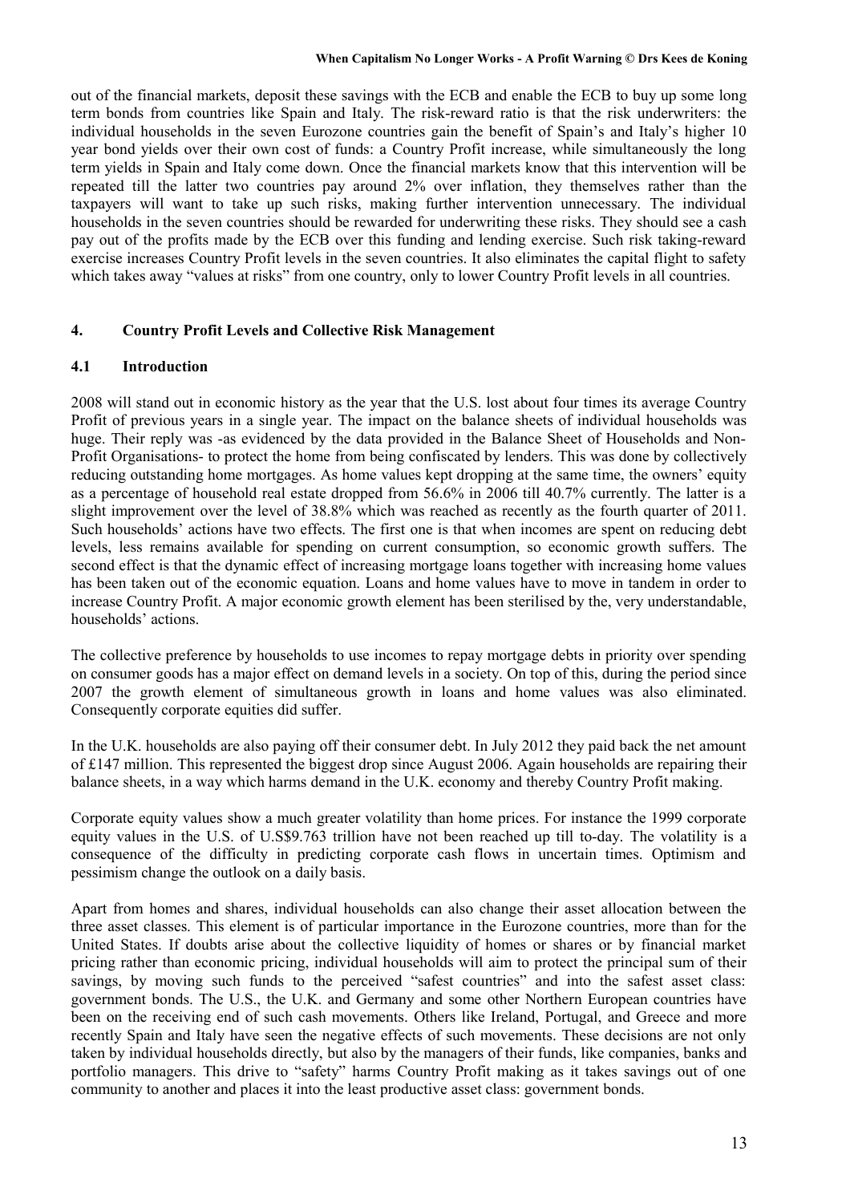out of the financial markets, deposit these savings with the ECB and enable the ECB to buy up some long term bonds from countries like Spain and Italy. The risk-reward ratio is that the risk underwriters: the individual households in the seven Eurozone countries gain the benefit of Spain's and Italy's higher 10 year bond yields over their own cost of funds: a Country Profit increase, while simultaneously the long term yields in Spain and Italy come down. Once the financial markets know that this intervention will be repeated till the latter two countries pay around 2% over inflation, they themselves rather than the taxpayers will want to take up such risks, making further intervention unnecessary. The individual households in the seven countries should be rewarded for underwriting these risks. They should see a cash pay out of the profits made by the ECB over this funding and lending exercise. Such risk taking-reward exercise increases Country Profit levels in the seven countries. It also eliminates the capital flight to safety which takes away "values at risks" from one country, only to lower Country Profit levels in all countries.

## 4. Country Profit Levels and Collective Risk Management

### 4.1 Introduction

2008 will stand out in economic history as the year that the U.S. lost about four times its average Country Profit of previous years in a single year. The impact on the balance sheets of individual households was huge. Their reply was -as evidenced by the data provided in the Balance Sheet of Households and Non-Profit Organisations- to protect the home from being confiscated by lenders. This was done by collectively reducing outstanding home mortgages. As home values kept dropping at the same time, the owners' equity as a percentage of household real estate dropped from 56.6% in 2006 till 40.7% currently. The latter is a slight improvement over the level of 38.8% which was reached as recently as the fourth quarter of 2011. Such households' actions have two effects. The first one is that when incomes are spent on reducing debt levels, less remains available for spending on current consumption, so economic growth suffers. The second effect is that the dynamic effect of increasing mortgage loans together with increasing home values has been taken out of the economic equation. Loans and home values have to move in tandem in order to increase Country Profit. A major economic growth element has been sterilised by the, very understandable, households' actions.

The collective preference by households to use incomes to repay mortgage debts in priority over spending on consumer goods has a major effect on demand levels in a society. On top of this, during the period since 2007 the growth element of simultaneous growth in loans and home values was also eliminated. Consequently corporate equities did suffer.

In the U.K. households are also paying off their consumer debt. In July 2012 they paid back the net amount of £147 million. This represented the biggest drop since August 2006. Again households are repairing their balance sheets, in a way which harms demand in the U.K. economy and thereby Country Profit making.

Corporate equity values show a much greater volatility than home prices. For instance the 1999 corporate equity values in the U.S. of U.S$9.763 trillion have not been reached up till to-day. The volatility is a consequence of the difficulty in predicting corporate cash flows in uncertain times. Optimism and pessimism change the outlook on a daily basis.

Apart from homes and shares, individual households can also change their asset allocation between the three asset classes. This element is of particular importance in the Eurozone countries, more than for the United States. If doubts arise about the collective liquidity of homes or shares or by financial market pricing rather than economic pricing, individual households will aim to protect the principal sum of their savings, by moving such funds to the perceived "safest countries" and into the safest asset class: government bonds. The U.S., the U.K. and Germany and some other Northern European countries have been on the receiving end of such cash movements. Others like Ireland, Portugal, and Greece and more recently Spain and Italy have seen the negative effects of such movements. These decisions are not only taken by individual households directly, but also by the managers of their funds, like companies, banks and portfolio managers. This drive to "safety" harms Country Profit making as it takes savings out of one community to another and places it into the least productive asset class: government bonds.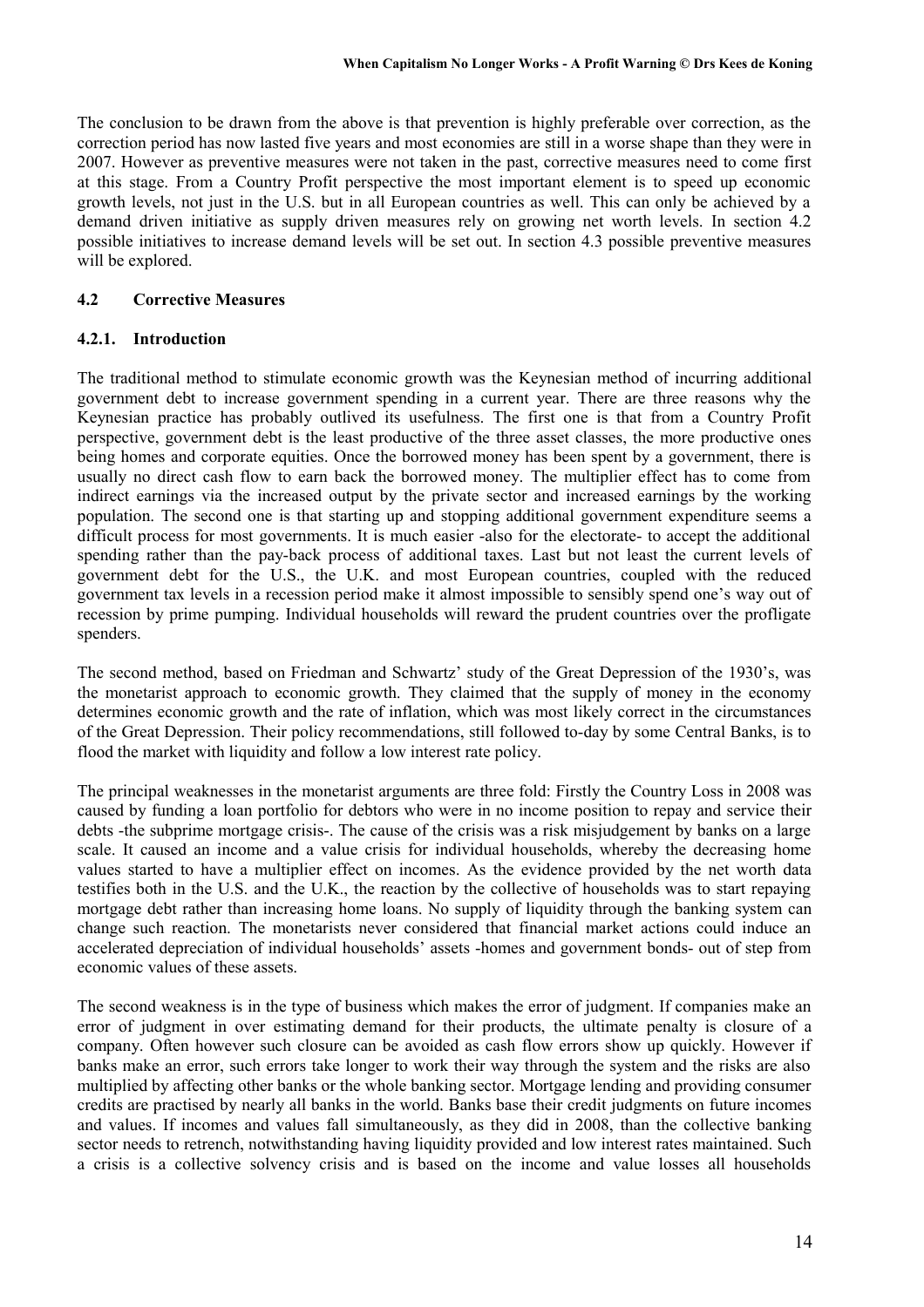The conclusion to be drawn from the above is that prevention is highly preferable over correction, as the correction period has now lasted five years and most economies are still in a worse shape than they were in 2007. However as preventive measures were not taken in the past, corrective measures need to come first at this stage. From a Country Profit perspective the most important element is to speed up economic growth levels, not just in the U.S. but in all European countries as well. This can only be achieved by a demand driven initiative as supply driven measures rely on growing net worth levels. In section 4.2 possible initiatives to increase demand levels will be set out. In section 4.3 possible preventive measures will be explored.

## 4.2 Corrective Measures

### 4.2.1. Introduction

The traditional method to stimulate economic growth was the Keynesian method of incurring additional government debt to increase government spending in a current year. There are three reasons why the Keynesian practice has probably outlived its usefulness. The first one is that from a Country Profit perspective, government debt is the least productive of the three asset classes, the more productive ones being homes and corporate equities. Once the borrowed money has been spent by a government, there is usually no direct cash flow to earn back the borrowed money. The multiplier effect has to come from indirect earnings via the increased output by the private sector and increased earnings by the working population. The second one is that starting up and stopping additional government expenditure seems a difficult process for most governments. It is much easier -also for the electorate- to accept the additional spending rather than the pay-back process of additional taxes. Last but not least the current levels of government debt for the U.S., the U.K. and most European countries, coupled with the reduced government tax levels in a recession period make it almost impossible to sensibly spend one's way out of recession by prime pumping. Individual households will reward the prudent countries over the profligate spenders.

The second method, based on Friedman and Schwartz' study of the Great Depression of the 1930's, was the monetarist approach to economic growth. They claimed that the supply of money in the economy determines economic growth and the rate of inflation, which was most likely correct in the circumstances of the Great Depression. Their policy recommendations, still followed to-day by some Central Banks, is to flood the market with liquidity and follow a low interest rate policy.

The principal weaknesses in the monetarist arguments are three fold: Firstly the Country Loss in 2008 was caused by funding a loan portfolio for debtors who were in no income position to repay and service their debts -the subprime mortgage crisis-. The cause of the crisis was a risk misjudgement by banks on a large scale. It caused an income and a value crisis for individual households, whereby the decreasing home values started to have a multiplier effect on incomes. As the evidence provided by the net worth data testifies both in the U.S. and the U.K., the reaction by the collective of households was to start repaying mortgage debt rather than increasing home loans. No supply of liquidity through the banking system can change such reaction. The monetarists never considered that financial market actions could induce an accelerated depreciation of individual households' assets -homes and government bonds- out of step from economic values of these assets.

The second weakness is in the type of business which makes the error of judgment. If companies make an error of judgment in over estimating demand for their products, the ultimate penalty is closure of a company. Often however such closure can be avoided as cash flow errors show up quickly. However if banks make an error, such errors take longer to work their way through the system and the risks are also multiplied by affecting other banks or the whole banking sector. Mortgage lending and providing consumer credits are practised by nearly all banks in the world. Banks base their credit judgments on future incomes and values. If incomes and values fall simultaneously, as they did in 2008, than the collective banking sector needs to retrench, notwithstanding having liquidity provided and low interest rates maintained. Such a crisis is a collective solvency crisis and is based on the income and value losses all households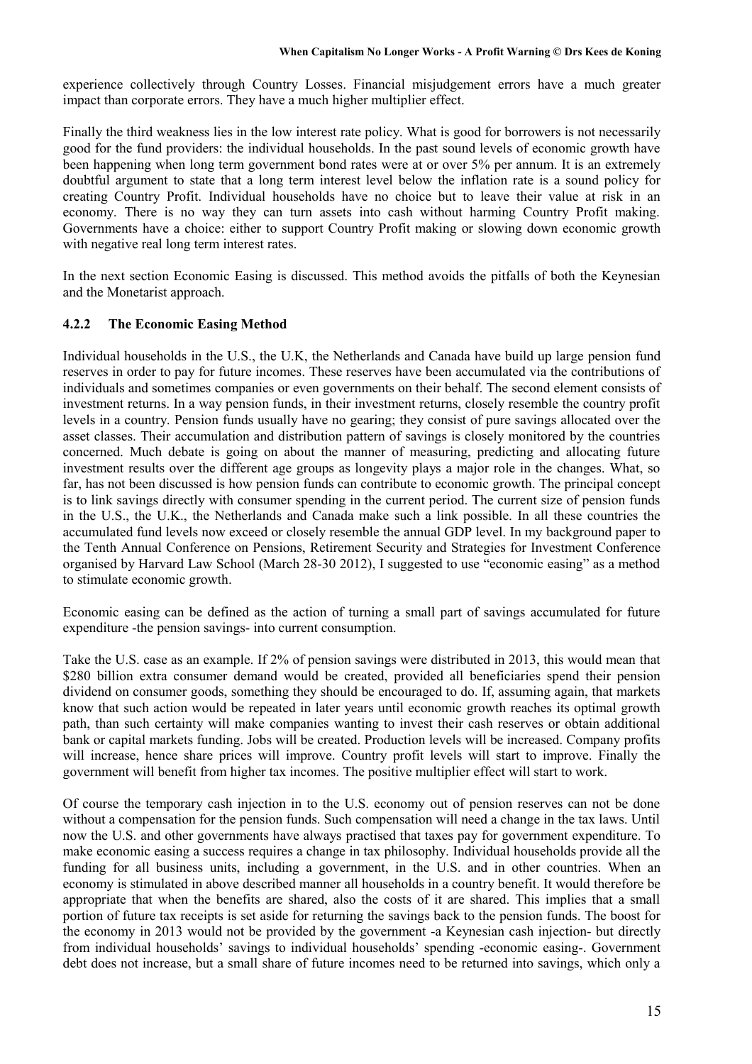experience collectively through Country Losses. Financial misjudgement errors have a much greater impact than corporate errors. They have a much higher multiplier effect.

Finally the third weakness lies in the low interest rate policy. What is good for borrowers is not necessarily good for the fund providers: the individual households. In the past sound levels of economic growth have been happening when long term government bond rates were at or over 5% per annum. It is an extremely doubtful argument to state that a long term interest level below the inflation rate is a sound policy for creating Country Profit. Individual households have no choice but to leave their value at risk in an economy. There is no way they can turn assets into cash without harming Country Profit making. Governments have a choice: either to support Country Profit making or slowing down economic growth with negative real long term interest rates.

In the next section Economic Easing is discussed. This method avoids the pitfalls of both the Keynesian and the Monetarist approach.

### 4.2.2 The Economic Easing Method

Individual households in the U.S., the U.K, the Netherlands and Canada have build up large pension fund reserves in order to pay for future incomes. These reserves have been accumulated via the contributions of individuals and sometimes companies or even governments on their behalf. The second element consists of investment returns. In a way pension funds, in their investment returns, closely resemble the country profit levels in a country. Pension funds usually have no gearing; they consist of pure savings allocated over the asset classes. Their accumulation and distribution pattern of savings is closely monitored by the countries concerned. Much debate is going on about the manner of measuring, predicting and allocating future investment results over the different age groups as longevity plays a major role in the changes. What, so far, has not been discussed is how pension funds can contribute to economic growth. The principal concept is to link savings directly with consumer spending in the current period. The current size of pension funds in the U.S., the U.K., the Netherlands and Canada make such a link possible. In all these countries the accumulated fund levels now exceed or closely resemble the annual GDP level. In my background paper to the Tenth Annual Conference on Pensions, Retirement Security and Strategies for Investment Conference organised by Harvard Law School (March 28-30 2012), I suggested to use "economic easing" as a method to stimulate economic growth.

Economic easing can be defined as the action of turning a small part of savings accumulated for future expenditure -the pension savings- into current consumption.

Take the U.S. case as an example. If 2% of pension savings were distributed in 2013, this would mean that $280 billion extra consumer demand would be created, provided all beneficiaries spend their pension dividend on consumer goods, something they should be encouraged to do. If, assuming again, that markets know that such action would be repeated in later years until economic growth reaches its optimal growth path, than such certainty will make companies wanting to invest their cash reserves or obtain additional bank or capital markets funding. Jobs will be created. Production levels will be increased. Company profits will increase, hence share prices will improve. Country profit levels will start to improve. Finally the government will benefit from higher tax incomes. The positive multiplier effect will start to work.

Of course the temporary cash injection in to the U.S. economy out of pension reserves can not be done without a compensation for the pension funds. Such compensation will need a change in the tax laws. Until now the U.S. and other governments have always practised that taxes pay for government expenditure. To make economic easing a success requires a change in tax philosophy. Individual households provide all the funding for all business units, including a government, in the U.S. and in other countries. When an economy is stimulated in above described manner all households in a country benefit. It would therefore be appropriate that when the benefits are shared, also the costs of it are shared. This implies that a small portion of future tax receipts is set aside for returning the savings back to the pension funds. The boost for the economy in 2013 would not be provided by the government -a Keynesian cash injection- but directly from individual households' savings to individual households' spending -economic easing-. Government debt does not increase, but a small share of future incomes need to be returned into savings, which only a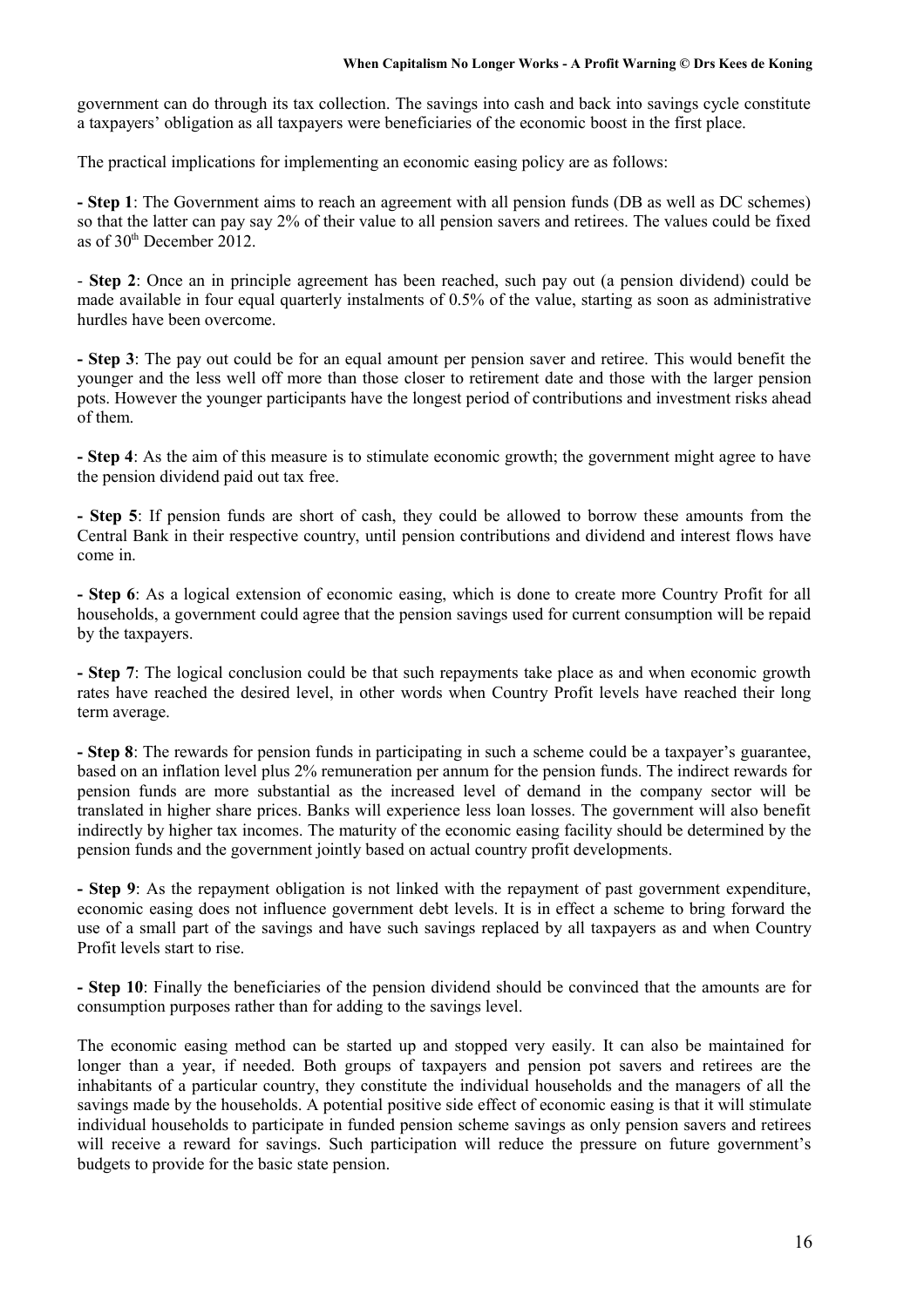government can do through its tax collection. The savings into cash and back into savings cycle constitute a taxpayers' obligation as all taxpayers were beneficiaries of the economic boost in the first place.

The practical implications for implementing an economic easing policy are as follows:

**- Step 1**: The Government aims to reach an agreement with all pension funds (DB as well as DC schemes) so that the latter can pay say 2% of their value to all pension savers and retirees. The values could be fixed as of 30th December 2012.

- **Step 2**: Once an in principle agreement has been reached, such pay out (a pension dividend) could be made available in four equal quarterly instalments of 0.5% of the value, starting as soon as administrative hurdles have been overcome.

**- Step 3**: The pay out could be for an equal amount per pension saver and retiree. This would benefit the younger and the less well off more than those closer to retirement date and those with the larger pension pots. However the younger participants have the longest period of contributions and investment risks ahead of them.

**- Step 4**: As the aim of this measure is to stimulate economic growth; the government might agree to have the pension dividend paid out tax free.

**- Step 5**: If pension funds are short of cash, they could be allowed to borrow these amounts from the Central Bank in their respective country, until pension contributions and dividend and interest flows have come in.

**- Step 6**: As a logical extension of economic easing, which is done to create more Country Profit for all households, a government could agree that the pension savings used for current consumption will be repaid by the taxpayers.

**- Step 7**: The logical conclusion could be that such repayments take place as and when economic growth rates have reached the desired level, in other words when Country Profit levels have reached their long term average.

**- Step 8**: The rewards for pension funds in participating in such a scheme could be a taxpayer's guarantee, based on an inflation level plus 2% remuneration per annum for the pension funds. The indirect rewards for pension funds are more substantial as the increased level of demand in the company sector will be translated in higher share prices. Banks will experience less loan losses. The government will also benefit indirectly by higher tax incomes. The maturity of the economic easing facility should be determined by the pension funds and the government jointly based on actual country profit developments.

**- Step 9**: As the repayment obligation is not linked with the repayment of past government expenditure, economic easing does not influence government debt levels. It is in effect a scheme to bring forward the use of a small part of the savings and have such savings replaced by all taxpayers as and when Country Profit levels start to rise.

**- Step 10**: Finally the beneficiaries of the pension dividend should be convinced that the amounts are for consumption purposes rather than for adding to the savings level.

The economic easing method can be started up and stopped very easily. It can also be maintained for longer than a year, if needed. Both groups of taxpayers and pension pot savers and retirees are the inhabitants of a particular country, they constitute the individual households and the managers of all the savings made by the households. A potential positive side effect of economic easing is that it will stimulate individual households to participate in funded pension scheme savings as only pension savers and retirees will receive a reward for savings. Such participation will reduce the pressure on future government's budgets to provide for the basic state pension.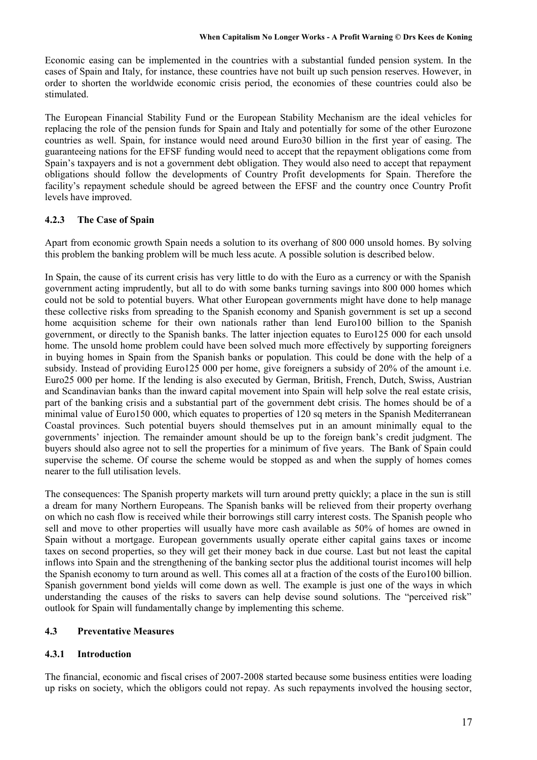Economic easing can be implemented in the countries with a substantial funded pension system. In the cases of Spain and Italy, for instance, these countries have not built up such pension reserves. However, in order to shorten the worldwide economic crisis period, the economies of these countries could also be stimulated.

The European Financial Stability Fund or the European Stability Mechanism are the ideal vehicles for replacing the role of the pension funds for Spain and Italy and potentially for some of the other Eurozone countries as well. Spain, for instance would need around Euro30 billion in the first year of easing. The guaranteeing nations for the EFSF funding would need to accept that the repayment obligations come from Spain's taxpayers and is not a government debt obligation. They would also need to accept that repayment obligations should follow the developments of Country Profit developments for Spain. Therefore the facility's repayment schedule should be agreed between the EFSF and the country once Country Profit levels have improved.

### 4.2.3 The Case of Spain

Apart from economic growth Spain needs a solution to its overhang of 800 000 unsold homes. By solving this problem the banking problem will be much less acute. A possible solution is described below.

In Spain, the cause of its current crisis has very little to do with the Euro as a currency or with the Spanish government acting imprudently, but all to do with some banks turning savings into 800 000 homes which could not be sold to potential buyers. What other European governments might have done to help manage these collective risks from spreading to the Spanish economy and Spanish government is set up a second home acquisition scheme for their own nationals rather than lend Euro100 billion to the Spanish government, or directly to the Spanish banks. The latter injection equates to Euro125 000 for each unsold home. The unsold home problem could have been solved much more effectively by supporting foreigners in buying homes in Spain from the Spanish banks or population. This could be done with the help of a subsidy. Instead of providing Euro125 000 per home, give foreigners a subsidy of 20% of the amount i.e. Euro25 000 per home. If the lending is also executed by German, British, French, Dutch, Swiss, Austrian and Scandinavian banks than the inward capital movement into Spain will help solve the real estate crisis, part of the banking crisis and a substantial part of the government debt crisis. The homes should be of a minimal value of Euro150 000, which equates to properties of 120 sq meters in the Spanish Mediterranean Coastal provinces. Such potential buyers should themselves put in an amount minimally equal to the governments' injection. The remainder amount should be up to the foreign bank's credit judgment. The buyers should also agree not to sell the properties for a minimum of five years. The Bank of Spain could supervise the scheme. Of course the scheme would be stopped as and when the supply of homes comes nearer to the full utilisation levels.

The consequences: The Spanish property markets will turn around pretty quickly; a place in the sun is still a dream for many Northern Europeans. The Spanish banks will be relieved from their property overhang on which no cash flow is received while their borrowings still carry interest costs. The Spanish people who sell and move to other properties will usually have more cash available as 50% of homes are owned in Spain without a mortgage. European governments usually operate either capital gains taxes or income taxes on second properties, so they will get their money back in due course. Last but not least the capital inflows into Spain and the strengthening of the banking sector plus the additional tourist incomes will help the Spanish economy to turn around as well. This comes all at a fraction of the costs of the Euro100 billion. Spanish government bond yields will come down as well. The example is just one of the ways in which understanding the causes of the risks to savers can help devise sound solutions. The "perceived risk" outlook for Spain will fundamentally change by implementing this scheme.

## 4.3 Preventative Measures

### 4.3.1 Introduction

The financial, economic and fiscal crises of 2007-2008 started because some business entities were loading up risks on society, which the obligors could not repay. As such repayments involved the housing sector,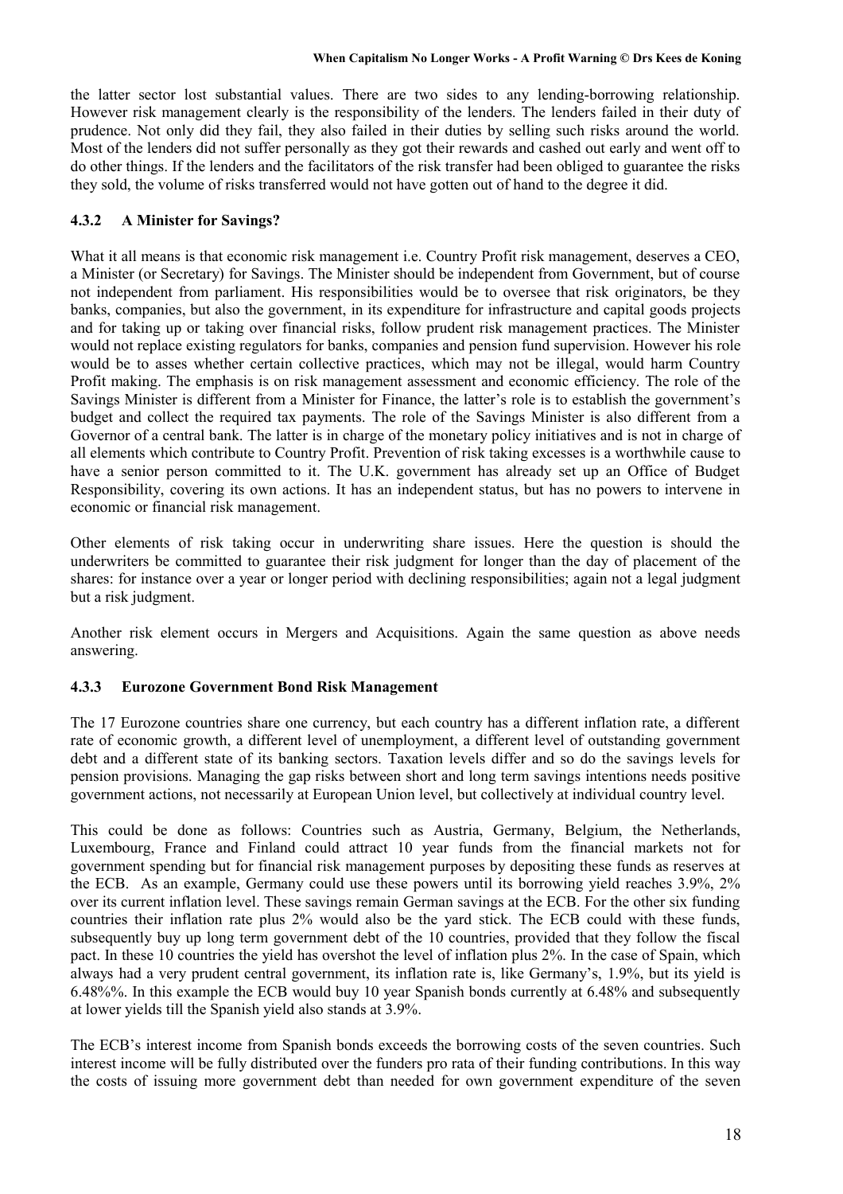the latter sector lost substantial values. There are two sides to any lending-borrowing relationship. However risk management clearly is the responsibility of the lenders. The lenders failed in their duty of prudence. Not only did they fail, they also failed in their duties by selling such risks around the world. Most of the lenders did not suffer personally as they got their rewards and cashed out early and went off to do other things. If the lenders and the facilitators of the risk transfer had been obliged to guarantee the risks they sold, the volume of risks transferred would not have gotten out of hand to the degree it did.

### 4.3.2 A Minister for Savings?

What it all means is that economic risk management i.e. Country Profit risk management, deserves a CEO, a Minister (or Secretary) for Savings. The Minister should be independent from Government, but of course not independent from parliament. His responsibilities would be to oversee that risk originators, be they banks, companies, but also the government, in its expenditure for infrastructure and capital goods projects and for taking up or taking over financial risks, follow prudent risk management practices. The Minister would not replace existing regulators for banks, companies and pension fund supervision. However his role would be to asses whether certain collective practices, which may not be illegal, would harm Country Profit making. The emphasis is on risk management assessment and economic efficiency. The role of the Savings Minister is different from a Minister for Finance, the latter's role is to establish the government's budget and collect the required tax payments. The role of the Savings Minister is also different from a Governor of a central bank. The latter is in charge of the monetary policy initiatives and is not in charge of all elements which contribute to Country Profit. Prevention of risk taking excesses is a worthwhile cause to have a senior person committed to it. The U.K. government has already set up an Office of Budget Responsibility, covering its own actions. It has an independent status, but has no powers to intervene in economic or financial risk management.

Other elements of risk taking occur in underwriting share issues. Here the question is should the underwriters be committed to guarantee their risk judgment for longer than the day of placement of the shares: for instance over a year or longer period with declining responsibilities; again not a legal judgment but a risk judgment.

Another risk element occurs in Mergers and Acquisitions. Again the same question as above needs answering.

### 4.3.3 Eurozone Government Bond Risk Management

The 17 Eurozone countries share one currency, but each country has a different inflation rate, a different rate of economic growth, a different level of unemployment, a different level of outstanding government debt and a different state of its banking sectors. Taxation levels differ and so do the savings levels for pension provisions. Managing the gap risks between short and long term savings intentions needs positive government actions, not necessarily at European Union level, but collectively at individual country level.

This could be done as follows: Countries such as Austria, Germany, Belgium, the Netherlands, Luxembourg, France and Finland could attract 10 year funds from the financial markets not for government spending but for financial risk management purposes by depositing these funds as reserves at the ECB. As an example, Germany could use these powers until its borrowing yield reaches 3.9%, 2% over its current inflation level. These savings remain German savings at the ECB. For the other six funding countries their inflation rate plus 2% would also be the yard stick. The ECB could with these funds, subsequently buy up long term government debt of the 10 countries, provided that they follow the fiscal pact. In these 10 countries the yield has overshot the level of inflation plus 2%. In the case of Spain, which always had a very prudent central government, its inflation rate is, like Germany's, 1.9%, but its yield is 6.48%%. In this example the ECB would buy 10 year Spanish bonds currently at 6.48% and subsequently at lower yields till the Spanish yield also stands at 3.9%.

The ECB's interest income from Spanish bonds exceeds the borrowing costs of the seven countries. Such interest income will be fully distributed over the funders pro rata of their funding contributions. In this way the costs of issuing more government debt than needed for own government expenditure of the seven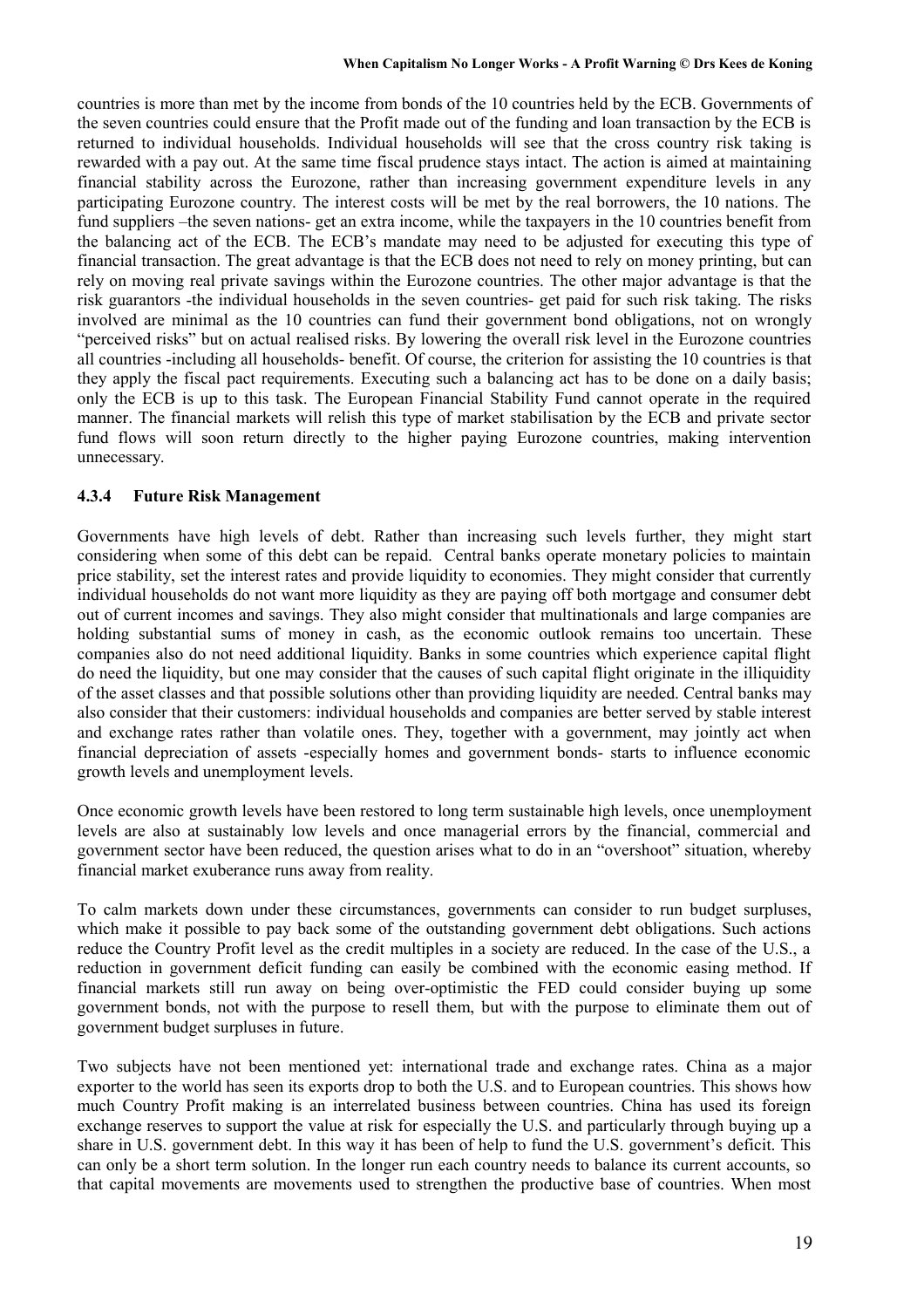countries is more than met by the income from bonds of the 10 countries held by the ECB. Governments of the seven countries could ensure that the Profit made out of the funding and loan transaction by the ECB is returned to individual households. Individual households will see that the cross country risk taking is rewarded with a pay out. At the same time fiscal prudence stays intact. The action is aimed at maintaining financial stability across the Eurozone, rather than increasing government expenditure levels in any participating Eurozone country. The interest costs will be met by the real borrowers, the 10 nations. The fund suppliers –the seven nations- get an extra income, while the taxpayers in the 10 countries benefit from the balancing act of the ECB. The ECB's mandate may need to be adjusted for executing this type of financial transaction. The great advantage is that the ECB does not need to rely on money printing, but can rely on moving real private savings within the Eurozone countries. The other major advantage is that the risk guarantors -the individual households in the seven countries- get paid for such risk taking. The risks involved are minimal as the 10 countries can fund their government bond obligations, not on wrongly "perceived risks" but on actual realised risks. By lowering the overall risk level in the Eurozone countries all countries -including all households- benefit. Of course, the criterion for assisting the 10 countries is that they apply the fiscal pact requirements. Executing such a balancing act has to be done on a daily basis; only the ECB is up to this task. The European Financial Stability Fund cannot operate in the required manner. The financial markets will relish this type of market stabilisation by the ECB and private sector fund flows will soon return directly to the higher paying Eurozone countries, making intervention unnecessary.

### 4.3.4 Future Risk Management

Governments have high levels of debt. Rather than increasing such levels further, they might start considering when some of this debt can be repaid. Central banks operate monetary policies to maintain price stability, set the interest rates and provide liquidity to economies. They might consider that currently individual households do not want more liquidity as they are paying off both mortgage and consumer debt out of current incomes and savings. They also might consider that multinationals and large companies are holding substantial sums of money in cash, as the economic outlook remains too uncertain. These companies also do not need additional liquidity. Banks in some countries which experience capital flight do need the liquidity, but one may consider that the causes of such capital flight originate in the illiquidity of the asset classes and that possible solutions other than providing liquidity are needed. Central banks may also consider that their customers: individual households and companies are better served by stable interest and exchange rates rather than volatile ones. They, together with a government, may jointly act when financial depreciation of assets -especially homes and government bonds- starts to influence economic growth levels and unemployment levels.

Once economic growth levels have been restored to long term sustainable high levels, once unemployment levels are also at sustainably low levels and once managerial errors by the financial, commercial and government sector have been reduced, the question arises what to do in an "overshoot" situation, whereby financial market exuberance runs away from reality.

To calm markets down under these circumstances, governments can consider to run budget surpluses, which make it possible to pay back some of the outstanding government debt obligations. Such actions reduce the Country Profit level as the credit multiples in a society are reduced. In the case of the U.S., a reduction in government deficit funding can easily be combined with the economic easing method. If financial markets still run away on being over-optimistic the FED could consider buying up some government bonds, not with the purpose to resell them, but with the purpose to eliminate them out of government budget surpluses in future.

Two subjects have not been mentioned yet: international trade and exchange rates. China as a major exporter to the world has seen its exports drop to both the U.S. and to European countries. This shows how much Country Profit making is an interrelated business between countries. China has used its foreign exchange reserves to support the value at risk for especially the U.S. and particularly through buying up a share in U.S. government debt. In this way it has been of help to fund the U.S. government's deficit. This can only be a short term solution. In the longer run each country needs to balance its current accounts, so that capital movements are movements used to strengthen the productive base of countries. When most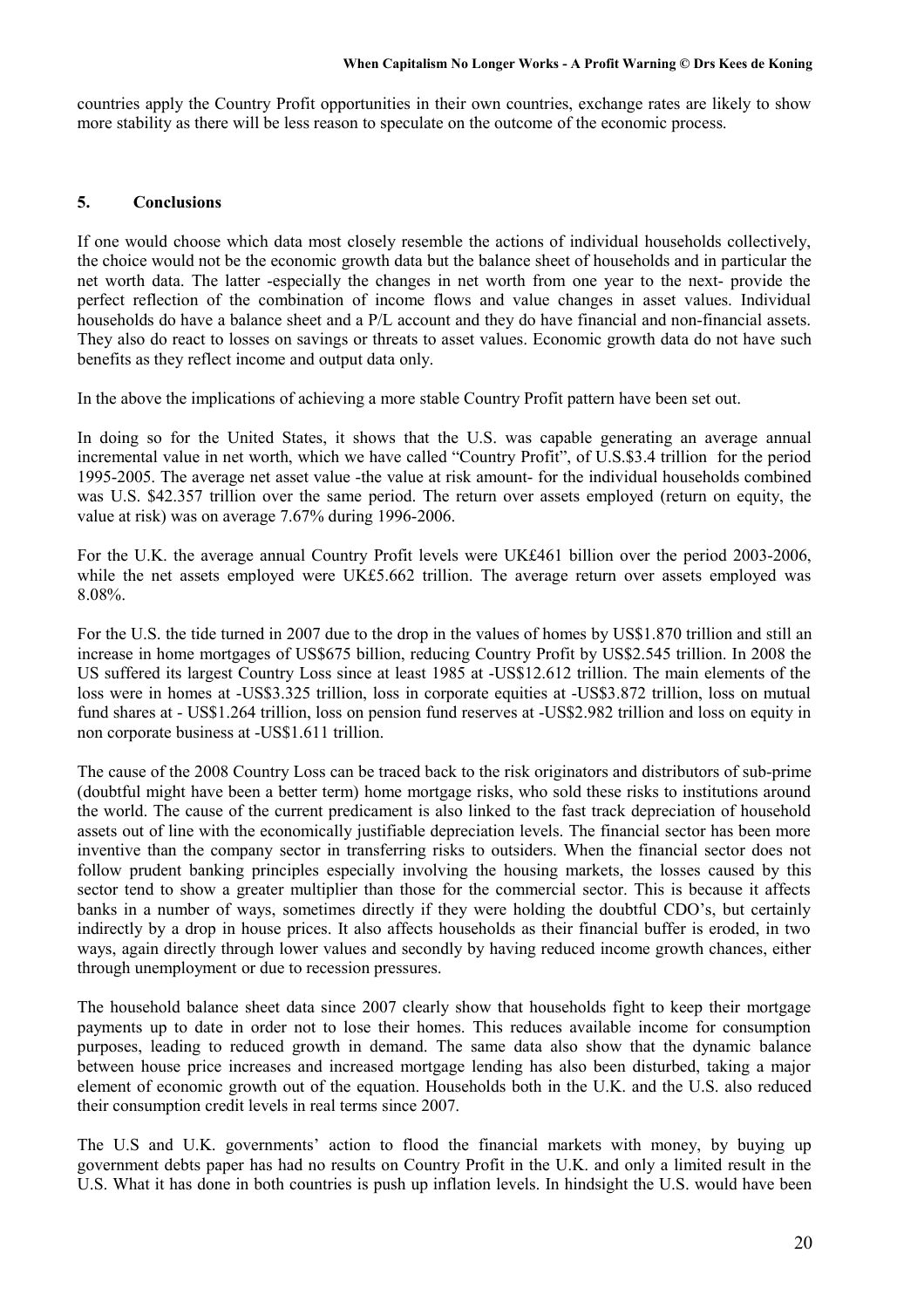countries apply the Country Profit opportunities in their own countries, exchange rates are likely to show more stability as there will be less reason to speculate on the outcome of the economic process.

## 5. Conclusions

If one would choose which data most closely resemble the actions of individual households collectively, the choice would not be the economic growth data but the balance sheet of households and in particular the net worth data. The latter -especially the changes in net worth from one year to the next- provide the perfect reflection of the combination of income flows and value changes in asset values. Individual households do have a balance sheet and a P/L account and they do have financial and non-financial assets. They also do react to losses on savings or threats to asset values. Economic growth data do not have such benefits as they reflect income and output data only.

In the above the implications of achieving a more stable Country Profit pattern have been set out.

In doing so for the United States, it shows that the U.S. was capable generating an average annual incremental value in net worth, which we have called "Country Profit", of U.S.$3.4 trillion for the period 1995-2005. The average net asset value -the value at risk amount- for the individual households combined was U.S. $42.357 trillion over the same period. The return over assets employed (return on equity, the value at risk) was on average 7.67% during 1996-2006.

For the U.K. the average annual Country Profit levels were UK£461 billion over the period 2003-2006, while the net assets employed were UK£5.662 trillion. The average return over assets employed was 8.08%.

For the U.S. the tide turned in 2007 due to the drop in the values of homes by US$1.870 trillion and still an increase in home mortgages of US$675 billion, reducing Country Profit by US$2.545 trillion. In 2008 the US suffered its largest Country Loss since at least 1985 at -US$12.612 trillion. The main elements of the loss were in homes at -US$3.325 trillion, loss in corporate equities at -US$3.872 trillion, loss on mutual fund shares at - US$1.264 trillion, loss on pension fund reserves at -US$2.982 trillion and loss on equity in non corporate business at -US$1.611 trillion.

The cause of the 2008 Country Loss can be traced back to the risk originators and distributors of sub-prime (doubtful might have been a better term) home mortgage risks, who sold these risks to institutions around the world. The cause of the current predicament is also linked to the fast track depreciation of household assets out of line with the economically justifiable depreciation levels. The financial sector has been more inventive than the company sector in transferring risks to outsiders. When the financial sector does not follow prudent banking principles especially involving the housing markets, the losses caused by this sector tend to show a greater multiplier than those for the commercial sector. This is because it affects banks in a number of ways, sometimes directly if they were holding the doubtful CDO's, but certainly indirectly by a drop in house prices. It also affects households as their financial buffer is eroded, in two ways, again directly through lower values and secondly by having reduced income growth chances, either through unemployment or due to recession pressures.

The household balance sheet data since 2007 clearly show that households fight to keep their mortgage payments up to date in order not to lose their homes. This reduces available income for consumption purposes, leading to reduced growth in demand. The same data also show that the dynamic balance between house price increases and increased mortgage lending has also been disturbed, taking a major element of economic growth out of the equation. Households both in the U.K. and the U.S. also reduced their consumption credit levels in real terms since 2007.

The U.S and U.K. governments' action to flood the financial markets with money, by buying up government debts paper has had no results on Country Profit in the U.K. and only a limited result in the U.S. What it has done in both countries is push up inflation levels. In hindsight the U.S. would have been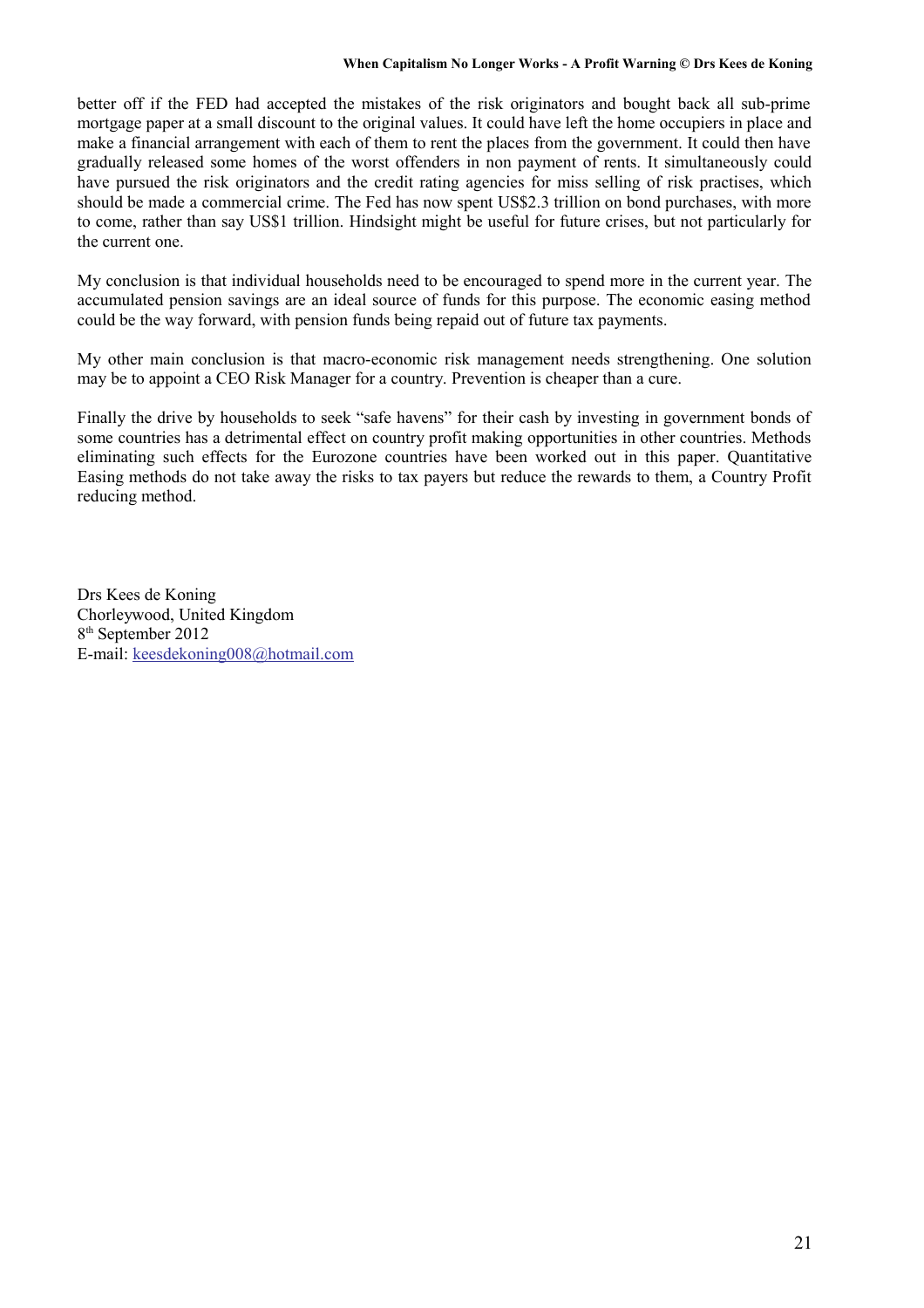better off if the FED had accepted the mistakes of the risk originators and bought back all sub-prime mortgage paper at a small discount to the original values. It could have left the home occupiers in place and make a financial arrangement with each of them to rent the places from the government. It could then have gradually released some homes of the worst offenders in non payment of rents. It simultaneously could have pursued the risk originators and the credit rating agencies for miss selling of risk practises, which should be made a commercial crime. The Fed has now spent US$2.3 trillion on bond purchases, with more to come, rather than say US$1 trillion. Hindsight might be useful for future crises, but not particularly for the current one.

My conclusion is that individual households need to be encouraged to spend more in the current year. The accumulated pension savings are an ideal source of funds for this purpose. The economic easing method could be the way forward, with pension funds being repaid out of future tax payments.

My other main conclusion is that macro-economic risk management needs strengthening. One solution may be to appoint a CEO Risk Manager for a country. Prevention is cheaper than a cure.

Finally the drive by households to seek "safe havens" for their cash by investing in government bonds of some countries has a detrimental effect on country profit making opportunities in other countries. Methods eliminating such effects for the Eurozone countries have been worked out in this paper. Quantitative Easing methods do not take away the risks to tax payers but reduce the rewards to them, a Country Profit reducing method.

Drs Kees de Koning
Chorleywood, United Kingdom
8th September 2012
E-mail: keesdekoning008@hotmail.com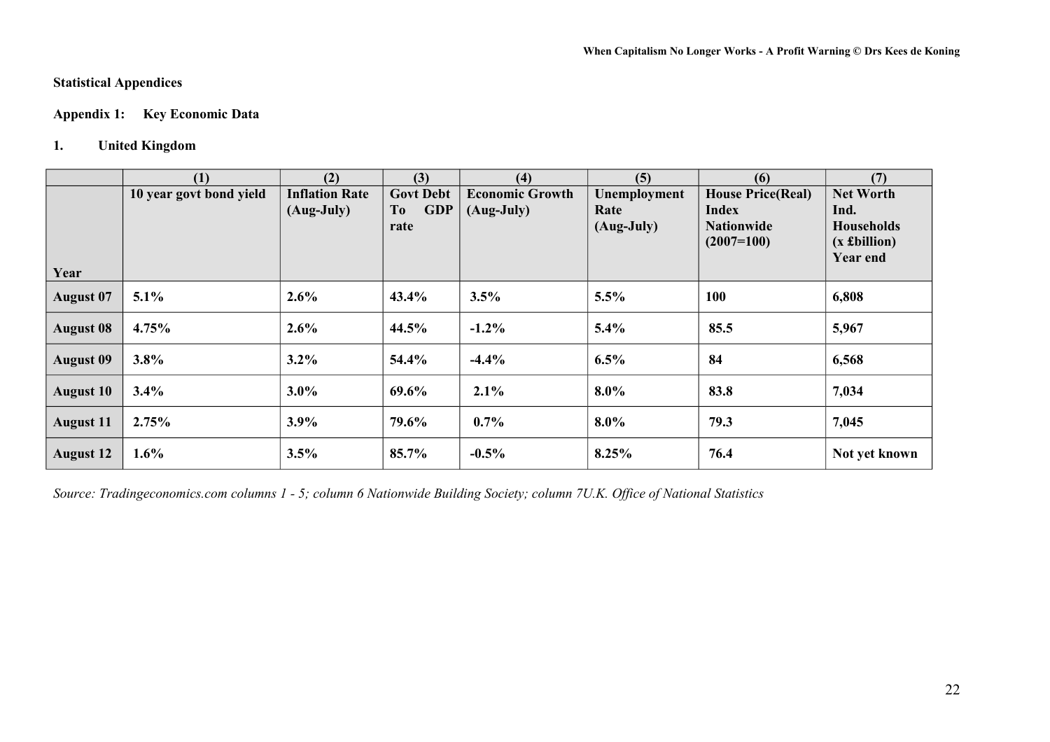**Statistical Appendices**

**Appendix 1: Key Economic Data**

**1. United Kingdom**

| Year | (1) 10 year govt bond yield | (2) Inflation Rate (Aug-July) | (3) Govt Debt To GDP rate | (4) Economic Growth (Aug-July) | (5) Unemployment Rate (Aug-July) | (6) House Price(Real) Index Nationwide (2007=100) | (7) Net Worth Ind. Households (x £billion) Year end |
|---|---|---|---|---|---|---|---|
| **August 07** | **5.1%** | **2.6%** | **43.4%** | **3.5%** | **5.5%** | **100** | **6,808** |
| **August 08** | **4.75%** | **2.6%** | **44.5%** | **-1.2%** | **5.4%** | **85.5** | **5,967** |
| **August 09** | **3.8%** | **3.2%** | **54.4%** | **-4.4%** | **6.5%** | **84** | **6,568** |
| **August 10** | **3.4%** | **3.0%** | **69.6%** | **2.1%** | **8.0%** | **83.8** | **7,034** |
| **August 11** | **2.75%** | **3.9%** | **79.6%** | **0.7%** | **8.0%** | **79.3** | **7,045** |
| **August 12** | **1.6%** | **3.5%** | **85.7%** | **-0.5%** | **8.25%** | **76.4** | **Not yet known** |

*Source: Tradingeconomics.com columns 1 - 5; column 6 Nationwide Building Society; column 7U.K. Office of National Statistics*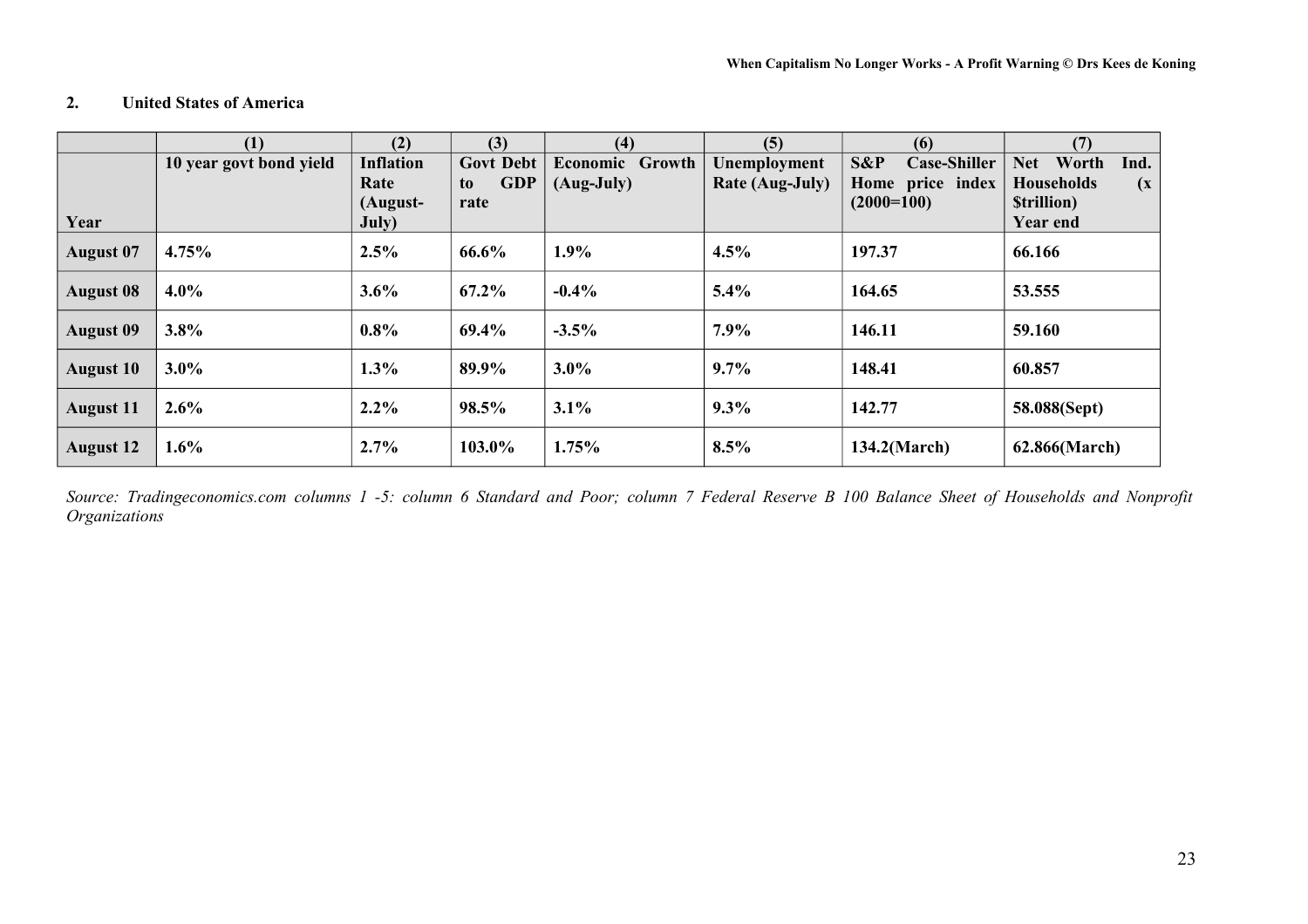## 2. United States of America

| | (1) | (2) | (3) | (4) | (5) | (6) | (7) |
|---|---|---|---|---|---|---|---|
| **Year** | **10 year govt bond yield** | **Inflation Rate (August-July)** | **Govt Debt to GDP rate** | **Economic Growth (Aug-July)** | **Unemployment Rate (Aug-July)** | **S&P Case-Shiller Home price index (2000=100)** | **Net Worth Ind. Households (x $trillion) Year end** |
| **August 07** | **4.75%** | **2.5%** | **66.6%** | **1.9%** | **4.5%** | **197.37** | **66.166** |
| **August 08** | **4.0%** | **3.6%** | **67.2%** | **-0.4%** | **5.4%** | **164.65** | **53.555** |
| **August 09** | **3.8%** | **0.8%** | **69.4%** | **-3.5%** | **7.9%** | **146.11** | **59.160** |
| **August 10** | **3.0%** | **1.3%** | **89.9%** | **3.0%** | **9.7%** | **148.41** | **60.857** |
| **August 11** | **2.6%** | **2.2%** | **98.5%** | **3.1%** | **9.3%** | **142.77** | **58.088(Sept)** |
| **August 12** | **1.6%** | **2.7%** | **103.0%** | **1.75%** | **8.5%** | **134.2(March)** | **62.866(March)** |

*Source: Tradingeconomics.com columns 1 -5: column 6 Standard and Poor; column 7 Federal Reserve B 100 Balance Sheet of Households and Nonprofit Organizations*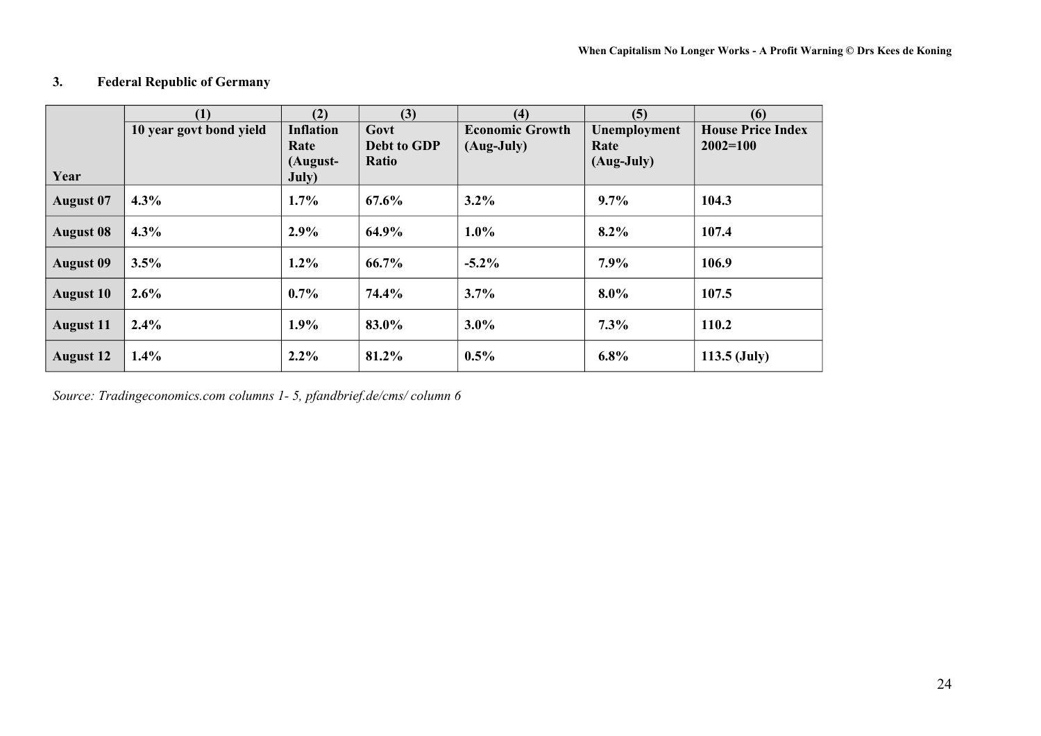### 3. Federal Republic of Germany

| Year | (1) 10 year govt bond yield | (2) Inflation Rate (August-July) | (3) Govt Debt to GDP Ratio | (4) Economic Growth (Aug-July) | (5) Unemployment Rate (Aug-July) | (6) House Price Index 2002=100 |
|---|---|---|---|---|---|---|
| **August 07** | **4.3%** | **1.7%** | **67.6%** | **3.2%** | **9.7%** | **104.3** |
| **August 08** | **4.3%** | **2.9%** | **64.9%** | **1.0%** | **8.2%** | **107.4** |
| **August 09** | **3.5%** | **1.2%** | **66.7%** | **-5.2%** | **7.9%** | **106.9** |
| **August 10** | **2.6%** | **0.7%** | **74.4%** | **3.7%** | **8.0%** | **107.5** |
| **August 11** | **2.4%** | **1.9%** | **83.0%** | **3.0%** | **7.3%** | **110.2** |
| **August 12** | **1.4%** | **2.2%** | **81.2%** | **0.5%** | **6.8%** | **113.5 (July)** |

*Source: Tradingeconomics.com columns 1- 5, pfandbrief.de/cms/ column 6*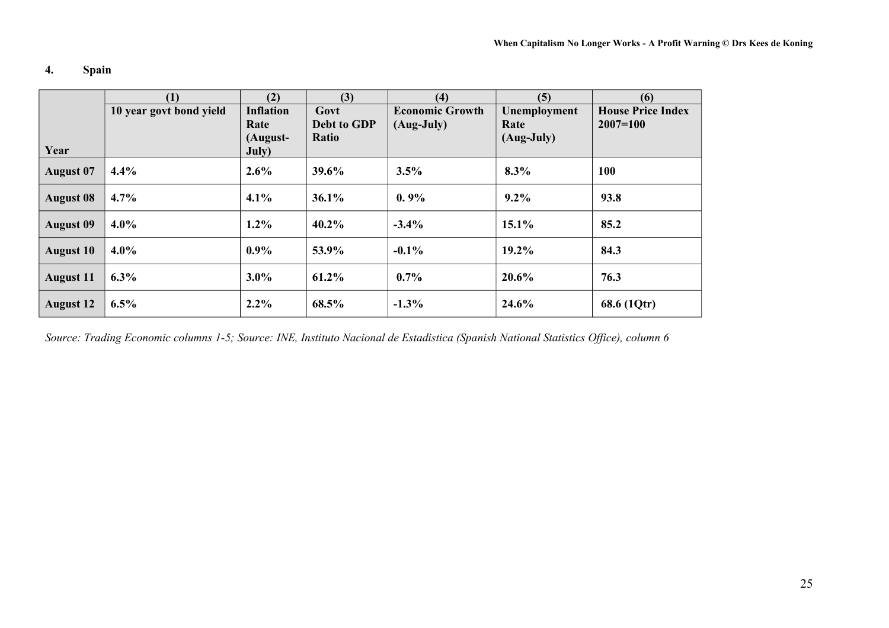**4. Spain**

| Year | (1) 10 year govt bond yield | (2) Inflation Rate (August-July) | (3) Govt Debt to GDP Ratio | (4) Economic Growth (Aug-July) | (5) Unemployment Rate (Aug-July) | (6) House Price Index 2007=100 |
|---|---|---|---|---|---|---|
| **August 07** | **4.4%** | **2.6%** | **39.6%** | **3.5%** | **8.3%** | **100** |
| **August 08** | **4.7%** | **4.1%** | **36.1%** | **0. 9%** | **9.2%** | **93.8** |
| **August 09** | **4.0%** | **1.2%** | **40.2%** | **-3.4%** | **15.1%** | **85.2** |
| **August 10** | **4.0%** | **0.9%** | **53.9%** | **-0.1%** | **19.2%** | **84.3** |
| **August 11** | **6.3%** | **3.0%** | **61.2%** | **0.7%** | **20.6%** | **76.3** |
| **August 12** | **6.5%** | **2.2%** | **68.5%** | **-1.3%** | **24.6%** | **68.6 (1Qtr)** |

*Source: Trading Economic columns 1-5; Source: INE, Instituto Nacional de Estadistica (Spanish National Statistics Office), column 6*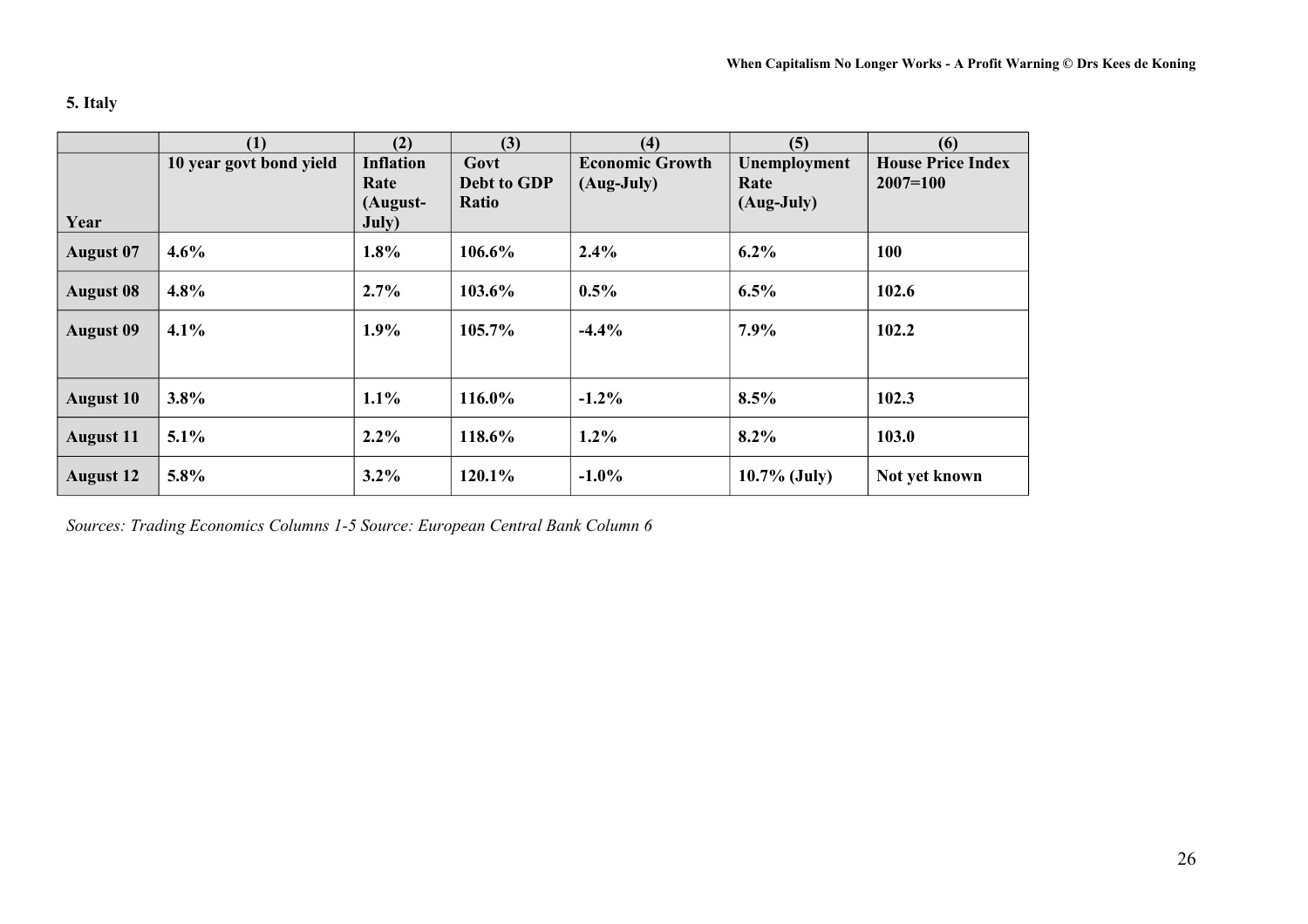**5. Italy**

| | (1) | (2) | (3) | (4) | (5) | (6) |
|---|---|---|---|---|---|---|
| **Year** | **10 year govt bond yield** | **Inflation Rate (August-July)** | **Govt Debt to GDP Ratio** | **Economic Growth (Aug-July)** | **Unemployment Rate (Aug-July)** | **House Price Index 2007=100** |
| **August 07** | **4.6%** | **1.8%** | **106.6%** | **2.4%** | **6.2%** | **100** |
| **August 08** | **4.8%** | **2.7%** | **103.6%** | **0.5%** | **6.5%** | **102.6** |
| **August 09** | **4.1%** | **1.9%** | **105.7%** | **-4.4%** | **7.9%** | **102.2** |
| **August 10** | **3.8%** | **1.1%** | **116.0%** | **-1.2%** | **8.5%** | **102.3** |
| **August 11** | **5.1%** | **2.2%** | **118.6%** | **1.2%** | **8.2%** | **103.0** |
| **August 12** | **5.8%** | **3.2%** | **120.1%** | **-1.0%** | **10.7% (July)** | **Not yet known** |

*Sources: Trading Economics Columns 1-5 Source: European Central Bank Column 6*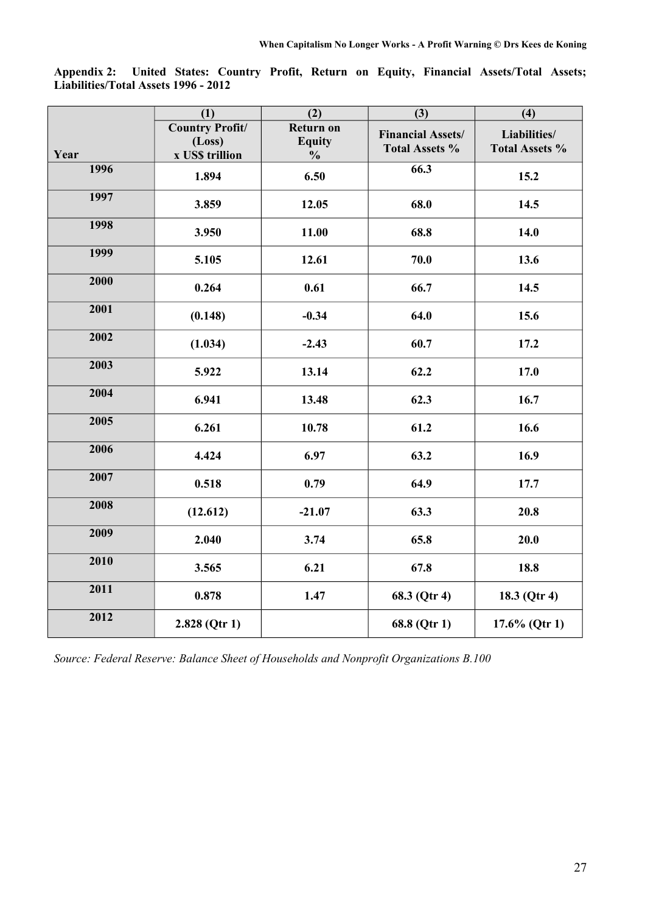**Appendix 2: United States: Country Profit, Return on Equity, Financial Assets/Total Assets; Liabilities/Total Assets 1996 - 2012**

| | (1) | (2) | (3) | (4) |
|---|---|---|---|---|
| Year | Country Profit/ (Loss) x US$ trillion | Return on Equity % | Financial Assets/ Total Assets % | Liabilities/ Total Assets % |
| 1996 | 1.894 | 6.50 | 66.3 | 15.2 |
| 1997 | 3.859 | 12.05 | 68.0 | 14.5 |
| 1998 | 3.950 | 11.00 | 68.8 | 14.0 |
| 1999 | 5.105 | 12.61 | 70.0 | 13.6 |
| 2000 | 0.264 | 0.61 | 66.7 | 14.5 |
| 2001 | (0.148) | -0.34 | 64.0 | 15.6 |
| 2002 | (1.034) | -2.43 | 60.7 | 17.2 |
| 2003 | 5.922 | 13.14 | 62.2 | 17.0 |
| 2004 | 6.941 | 13.48 | 62.3 | 16.7 |
| 2005 | 6.261 | 10.78 | 61.2 | 16.6 |
| 2006 | 4.424 | 6.97 | 63.2 | 16.9 |
| 2007 | 0.518 | 0.79 | 64.9 | 17.7 |
| 2008 | (12.612) | -21.07 | 63.3 | 20.8 |
| 2009 | 2.040 | 3.74 | 65.8 | 20.0 |
| 2010 | 3.565 | 6.21 | 67.8 | 18.8 |
| 2011 | 0.878 | 1.47 | 68.3 (Qtr 4) | 18.3 (Qtr 4) |
| 2012 | 2.828 (Qtr 1) | | 68.8 (Qtr 1) | 17.6% (Qtr 1) |

*Source: Federal Reserve: Balance Sheet of Households and Nonprofit Organizations B.100*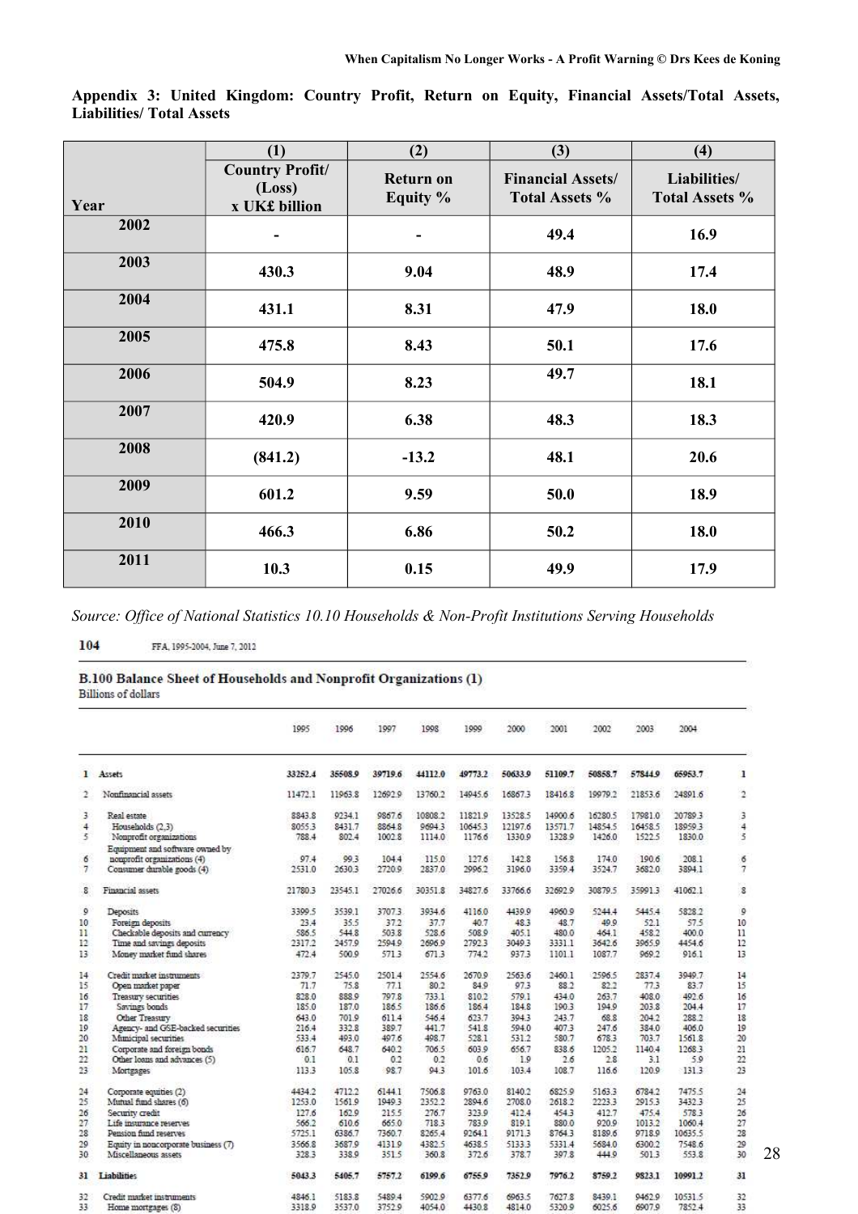**Appendix 3: United Kingdom: Country Profit, Return on Equity, Financial Assets/Total Assets, Liabilities/ Total Assets**

| Year | (1) Country Profit/ (Loss) x UK£ billion | (2) Return on Equity % | (3) Financial Assets/ Total Assets % | (4) Liabilities/ Total Assets % |
|---|---|---|---|---|
| 2002 | - | - | 49.4 | 16.9 |
| 2003 | 430.3 | 9.04 | 48.9 | 17.4 |
| 2004 | 431.1 | 8.31 | 47.9 | 18.0 |
| 2005 | 475.8 | 8.43 | 50.1 | 17.6 |
| 2006 | 504.9 | 8.23 | 49.7 | 18.1 |
| 2007 | 420.9 | 6.38 | 48.3 | 18.3 |
| 2008 | (841.2) | -13.2 | 48.1 | 20.6 |
| 2009 | 601.2 | 9.59 | 50.0 | 18.9 |
| 2010 | 466.3 | 6.86 | 50.2 | 18.0 |
| 2011 | 10.3 | 0.15 | 49.9 | 17.9 |

*Source: Office of National Statistics 10.10 Households & Non-Profit Institutions Serving Households*

104 FFA, 1995-2004, June 7, 2012

**B.100 Balance Sheet of Households and Nonprofit Organizations (1)**
Billions of dollars

| | | 1995 | 1996 | 1997 | 1998 | 1999 | 2000 | 2001 | 2002 | 2003 | 2004 | |
|---|---|---|---|---|---|---|---|---|---|---|---|---|
| 1 | Assets | 33252.4 | 35508.9 | 39719.6 | 44112.0 | 49773.2 | 50633.9 | 51109.7 | 50858.7 | 57844.9 | 65953.7 | 1 |
| 2 | Nonfinancial assets | 11472.1 | 11963.8 | 12692.9 | 13760.2 | 14945.6 | 16867.3 | 18416.8 | 19979.2 | 21853.6 | 24891.6 | 2 |
| 3 | Real estate | 8843.8 | 9234.1 | 9867.6 | 10808.2 | 11821.9 | 13528.5 | 14900.6 | 16280.5 | 17981.0 | 20789.3 | 3 |
| 4 | Households (2,3) | 8055.3 | 8431.7 | 8864.8 | 9694.3 | 10645.3 | 12197.6 | 13571.7 | 14854.5 | 16458.5 | 18959.3 | 4 |
| 5 | Nonprofit organizations | 788.4 | 802.4 | 1002.8 | 1114.0 | 1176.6 | 1330.9 | 1328.9 | 1426.0 | 1522.5 | 1830.0 | 5 |
| | Equipment and software owned by | | | | | | | | | | | |
| 6 | nonprofit organizations (4) | 97.4 | 99.3 | 104.4 | 115.0 | 127.6 | 142.8 | 156.8 | 174.0 | 190.6 | 208.1 | 6 |
| 7 | Consumer durable goods (4) | 2531.0 | 2630.3 | 2720.9 | 2837.0 | 2996.2 | 3196.0 | 3359.4 | 3524.7 | 3682.0 | 3894.1 | 7 |
| 8 | Financial assets | 21780.3 | 23545.1 | 27026.6 | 30351.8 | 34827.6 | 33766.6 | 32692.9 | 30879.5 | 35991.3 | 41062.1 | 8 |
| 9 | Deposits | 3399.5 | 3539.1 | 3707.3 | 3934.6 | 4116.0 | 4439.9 | 4960.9 | 5244.4 | 5445.4 | 5828.2 | 9 |
| 10 | Foreign deposits | 23.4 | 35.5 | 37.2 | 37.7 | 40.7 | 48.3 | 48.7 | 49.9 | 52.1 | 57.5 | 10 |
| 11 | Checkable deposits and currency | 586.5 | 544.8 | 503.8 | 528.6 | 508.9 | 405.1 | 480.0 | 464.1 | 458.2 | 400.0 | 11 |
| 12 | Time and savings deposits | 2317.2 | 2457.9 | 2594.9 | 2696.9 | 2792.3 | 3049.3 | 3331.1 | 3642.6 | 3965.9 | 4454.6 | 12 |
| 13 | Money market fund shares | 472.4 | 500.9 | 571.3 | 671.3 | 774.2 | 937.3 | 1101.1 | 1087.7 | 969.2 | 916.1 | 13 |
| 14 | Credit market instruments | 2379.7 | 2545.0 | 2501.4 | 2554.6 | 2670.9 | 2563.6 | 2460.1 | 2596.5 | 2837.4 | 3949.7 | 14 |
| 15 | Open market paper | 71.7 | 75.8 | 77.1 | 80.2 | 84.9 | 97.3 | 88.2 | 82.2 | 77.3 | 83.7 | 15 |
| 16 | Treasury securities | 828.0 | 888.9 | 797.8 | 733.1 | 810.2 | 579.1 | 434.0 | 263.7 | 408.0 | 492.6 | 16 |
| 17 | Savings bonds | 185.0 | 187.0 | 186.5 | 186.6 | 186.4 | 184.8 | 190.3 | 194.9 | 203.8 | 204.4 | 17 |
| 18 | Other Treasury | 643.0 | 701.9 | 611.4 | 546.4 | 623.7 | 394.3 | 243.7 | 68.8 | 204.2 | 288.2 | 18 |
| 19 | Agency- and GSE-backed securities | 216.4 | 332.8 | 389.7 | 441.7 | 541.8 | 594.0 | 407.3 | 247.6 | 384.0 | 406.0 | 19 |
| 20 | Municipal securities | 533.4 | 493.0 | 497.6 | 498.7 | 528.1 | 531.2 | 580.7 | 678.3 | 703.7 | 1561.8 | 20 |
| 21 | Corporate and foreign bonds | 616.7 | 648.7 | 640.2 | 706.5 | 603.9 | 656.7 | 838.6 | 1205.2 | 1140.4 | 1268.3 | 21 |
| 22 | Other loans and advances (5) | 0.1 | 0.1 | 0.2 | 0.2 | 0.6 | 1.9 | 2.6 | 2.8 | 3.1 | 5.9 | 22 |
| 23 | Mortgages | 113.3 | 105.8 | 98.7 | 94.3 | 101.6 | 103.4 | 108.7 | 116.6 | 120.9 | 131.3 | 23 |
| 24 | Corporate equities (2) | 4434.2 | 4712.2 | 6144.1 | 7506.8 | 9763.0 | 8140.2 | 6825.9 | 5163.3 | 6784.2 | 7475.5 | 24 |
| 25 | Mutual fund shares (6) | 1253.0 | 1561.9 | 1949.3 | 2352.2 | 2894.6 | 2708.0 | 2618.2 | 2223.3 | 2915.3 | 3432.3 | 25 |
| 26 | Security credit | 127.6 | 162.9 | 215.5 | 276.7 | 323.9 | 412.4 | 454.3 | 412.7 | 475.4 | 578.3 | 26 |
| 27 | Life insurance reserves | 566.2 | 610.6 | 665.0 | 718.3 | 783.9 | 819.1 | 880.0 | 920.9 | 1013.2 | 1060.4 | 27 |
| 28 | Pension fund reserves | 5725.1 | 6386.7 | 7360.7 | 8265.4 | 9264.1 | 9171.3 | 8764.3 | 8189.6 | 9718.9 | 10635.5 | 28 |
| 29 | Equity in noncorporate business (7) | 3566.8 | 3687.9 | 4131.9 | 4382.5 | 4638.5 | 5133.3 | 5331.4 | 5684.0 | 6300.2 | 7548.6 | 29 |
| 30 | Miscellaneous assets | 328.3 | 338.9 | 351.5 | 360.8 | 372.6 | 378.7 | 397.8 | 444.9 | 501.3 | 553.8 | 30 |
| 31 | Liabilities | 5043.3 | 5405.7 | 5757.2 | 6199.6 | 6755.9 | 7352.9 | 7976.2 | 8759.2 | 9823.1 | 10991.2 | 31 |
| 32 | Credit market instruments | 4846.1 | 5183.8 | 5489.4 | 5902.9 | 6377.6 | 6963.5 | 7627.8 | 8439.1 | 9462.9 | 10531.5 | 32 |
| 33 | Home mortgages (8) | 3318.9 | 3537.0 | 3752.9 | 4054.0 | 4430.8 | 4814.0 | 5320.9 | 6025.6 | 6907.9 | 7852.4 | 33 |